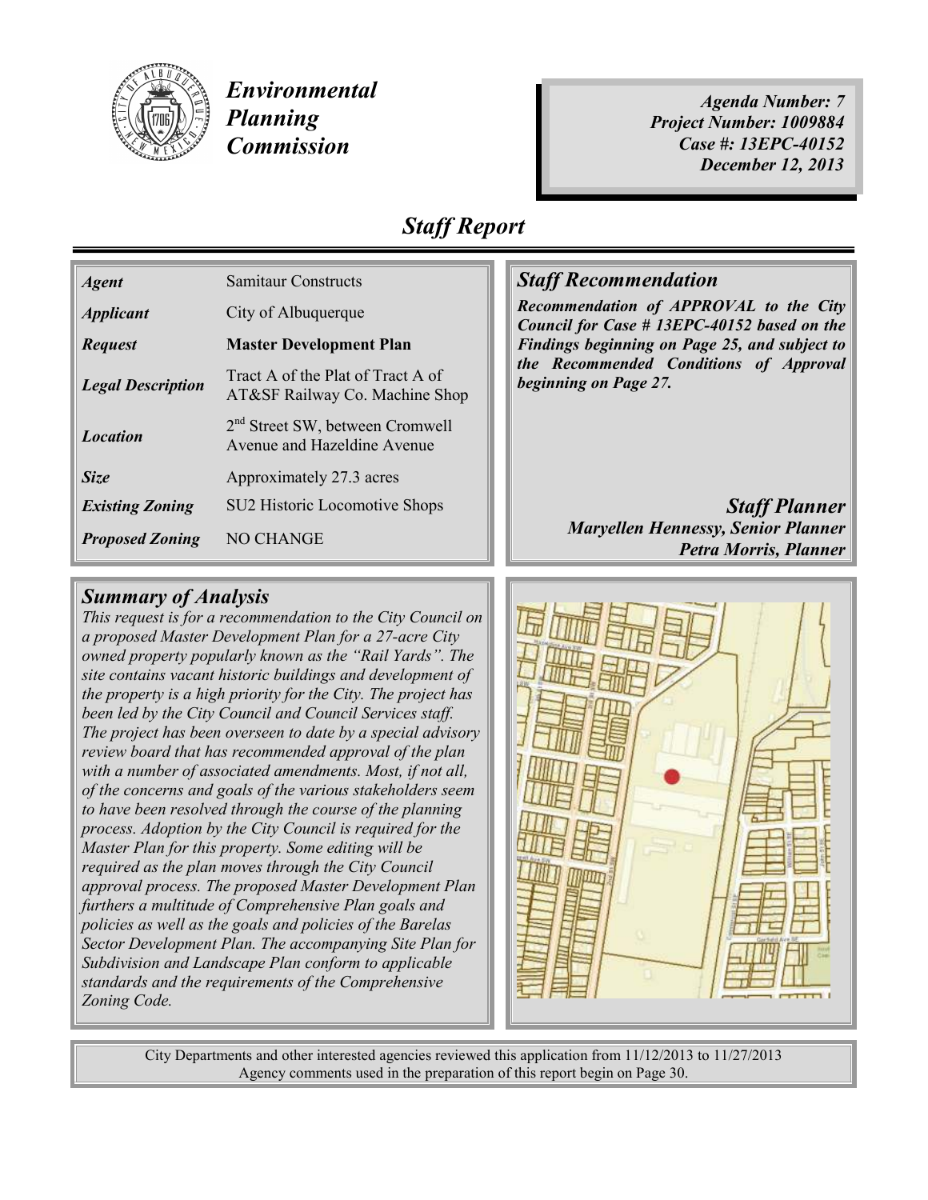# Environmental Planning Commission

*Agenda Number: 7*
*Project Number: 1009884*
*Case #: 13EPC-40152*
*December 12, 2013*

## Staff Report

| | |
|---|---|
| ***Agent*** | Samitaur Constructs |
| ***Applicant*** | City of Albuquerque |
| ***Request*** | **Master Development Plan** |
| ***Legal Description*** | Tract A of the Plat of Tract A of AT&SF Railway Co. Machine Shop |
| ***Location*** | 2nd Street SW, between Cromwell Avenue and Hazeldine Avenue |
| ***Size*** | Approximately 27.3 acres |
| ***Existing Zoning*** | SU2 Historic Locomotive Shops |
| ***Proposed Zoning*** | NO CHANGE |

### *Staff Recommendation*

***Recommendation of APPROVAL to the City Council for Case # 13EPC-40152 based on the Findings beginning on Page 25, and subject to the Recommended Conditions of Approval beginning on Page 27.***

### *Staff Planner*

***Maryellen Hennessy, Senior Planner***
***Petra Morris, Planner***

### *Summary of Analysis*

*This request is for a recommendation to the City Council on a proposed Master Development Plan for a 27-acre City owned property popularly known as the "Rail Yards". The site contains vacant historic buildings and development of the property is a high priority for the City. The project has been led by the City Council and Council Services staff. The project has been overseen to date by a special advisory review board that has recommended approval of the plan with a number of associated amendments. Most, if not all, of the concerns and goals of the various stakeholders seem to have been resolved through the course of the planning process. Adoption by the City Council is required for the Master Plan for this property. Some editing will be required as the plan moves through the City Council approval process. The proposed Master Development Plan furthers a multitude of Comprehensive Plan goals and policies as well as the goals and policies of the Barelas Sector Development Plan. The accompanying Site Plan for Subdivision and Landscape Plan conform to applicable standards and the requirements of the Comprehensive Zoning Code.*

City Departments and other interested agencies reviewed this application from 11/12/2013 to 11/27/2013
Agency comments used in the preparation of this report begin on Page 30.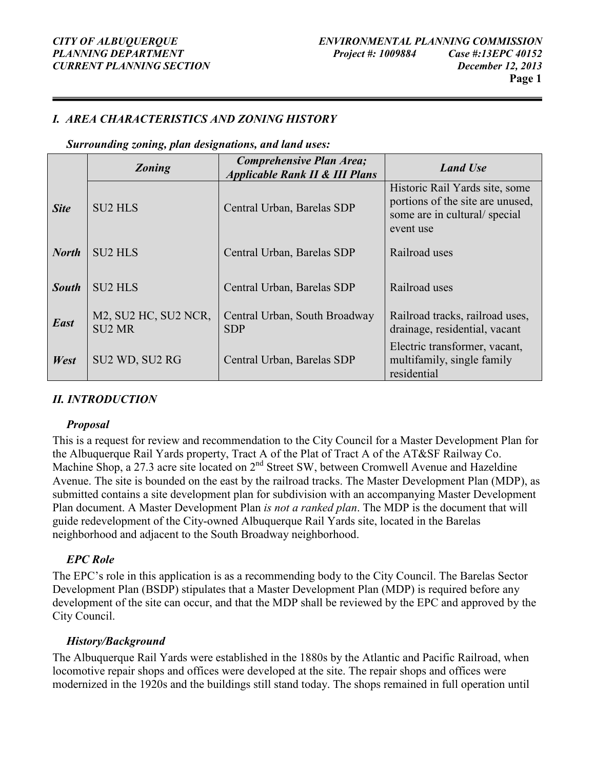## I. AREA CHARACTERISTICS AND ZONING HISTORY

***Surrounding zoning, plan designations, and land uses:***

| | *Zoning* | *Comprehensive Plan Area; Applicable Rank II & III Plans* | *Land Use* |
|---|---|---|---|
| ***Site*** | SU2 HLS | Central Urban, Barelas SDP | Historic Rail Yards site, some portions of the site are unused, some are in cultural/ special event use |
| ***North*** | SU2 HLS | Central Urban, Barelas SDP | Railroad uses |
| ***South*** | SU2 HLS | Central Urban, Barelas SDP | Railroad uses |
| ***East*** | M2, SU2 HC, SU2 NCR, SU2 MR | Central Urban, South Broadway SDP | Railroad tracks, railroad uses, drainage, residential, vacant |
| ***West*** | SU2 WD, SU2 RG | Central Urban, Barelas SDP | Electric transformer, vacant, multifamily, single family residential |

## II. INTRODUCTION

### *Proposal*

This is a request for review and recommendation to the City Council for a Master Development Plan for the Albuquerque Rail Yards property, Tract A of the Plat of Tract A of the AT&SF Railway Co. Machine Shop, a 27.3 acre site located on 2nd Street SW, between Cromwell Avenue and Hazeldine Avenue. The site is bounded on the east by the railroad tracks. The Master Development Plan (MDP), as submitted contains a site development plan for subdivision with an accompanying Master Development Plan document. A Master Development Plan *is not a ranked plan*. The MDP is the document that will guide redevelopment of the City-owned Albuquerque Rail Yards site, located in the Barelas neighborhood and adjacent to the South Broadway neighborhood.

### *EPC Role*

The EPC's role in this application is as a recommending body to the City Council. The Barelas Sector Development Plan (BSDP) stipulates that a Master Development Plan (MDP) is required before any development of the site can occur, and that the MDP shall be reviewed by the EPC and approved by the City Council.

### *History/Background*

The Albuquerque Rail Yards were established in the 1880s by the Atlantic and Pacific Railroad, when locomotive repair shops and offices were developed at the site. The repair shops and offices were modernized in the 1920s and the buildings still stand today. The shops remained in full operation until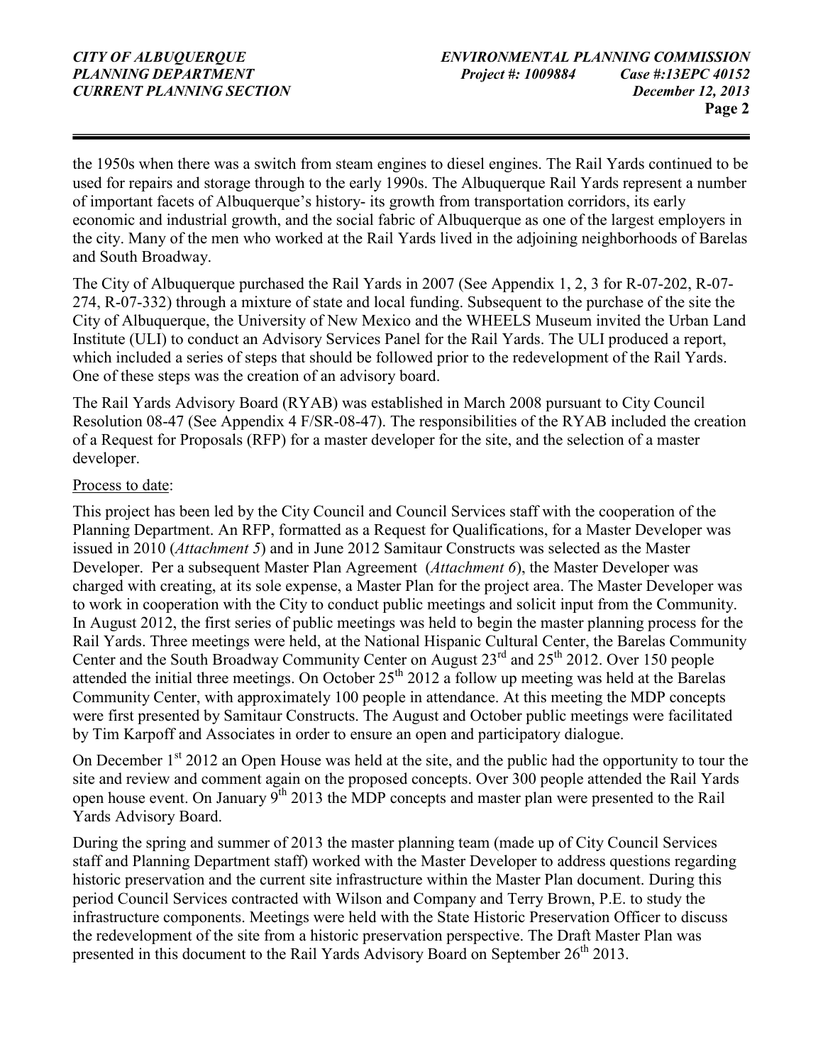the 1950s when there was a switch from steam engines to diesel engines. The Rail Yards continued to be used for repairs and storage through to the early 1990s. The Albuquerque Rail Yards represent a number of important facets of Albuquerque's history- its growth from transportation corridors, its early economic and industrial growth, and the social fabric of Albuquerque as one of the largest employers in the city. Many of the men who worked at the Rail Yards lived in the adjoining neighborhoods of Barelas and South Broadway.

The City of Albuquerque purchased the Rail Yards in 2007 (See Appendix 1, 2, 3 for R-07-202, R-07-274, R-07-332) through a mixture of state and local funding. Subsequent to the purchase of the site the City of Albuquerque, the University of New Mexico and the WHEELS Museum invited the Urban Land Institute (ULI) to conduct an Advisory Services Panel for the Rail Yards. The ULI produced a report, which included a series of steps that should be followed prior to the redevelopment of the Rail Yards. One of these steps was the creation of an advisory board.

The Rail Yards Advisory Board (RYAB) was established in March 2008 pursuant to City Council Resolution 08-47 (See Appendix 4 F/SR-08-47). The responsibilities of the RYAB included the creation of a Request for Proposals (RFP) for a master developer for the site, and the selection of a master developer.

Process to date:

This project has been led by the City Council and Council Services staff with the cooperation of the Planning Department. An RFP, formatted as a Request for Qualifications, for a Master Developer was issued in 2010 (*Attachment 5*) and in June 2012 Samitaur Constructs was selected as the Master Developer. Per a subsequent Master Plan Agreement (*Attachment 6*), the Master Developer was charged with creating, at its sole expense, a Master Plan for the project area. The Master Developer was to work in cooperation with the City to conduct public meetings and solicit input from the Community. In August 2012, the first series of public meetings was held to begin the master planning process for the Rail Yards. Three meetings were held, at the National Hispanic Cultural Center, the Barelas Community Center and the South Broadway Community Center on August 23rd and 25th 2012. Over 150 people attended the initial three meetings. On October 25th 2012 a follow up meeting was held at the Barelas Community Center, with approximately 100 people in attendance. At this meeting the MDP concepts were first presented by Samitaur Constructs. The August and October public meetings were facilitated by Tim Karpoff and Associates in order to ensure an open and participatory dialogue.

On December 1st 2012 an Open House was held at the site, and the public had the opportunity to tour the site and review and comment again on the proposed concepts. Over 300 people attended the Rail Yards open house event. On January 9th 2013 the MDP concepts and master plan were presented to the Rail Yards Advisory Board.

During the spring and summer of 2013 the master planning team (made up of City Council Services staff and Planning Department staff) worked with the Master Developer to address questions regarding historic preservation and the current site infrastructure within the Master Plan document. During this period Council Services contracted with Wilson and Company and Terry Brown, P.E. to study the infrastructure components. Meetings were held with the State Historic Preservation Officer to discuss the redevelopment of the site from a historic preservation perspective. The Draft Master Plan was presented in this document to the Rail Yards Advisory Board on September 26th 2013.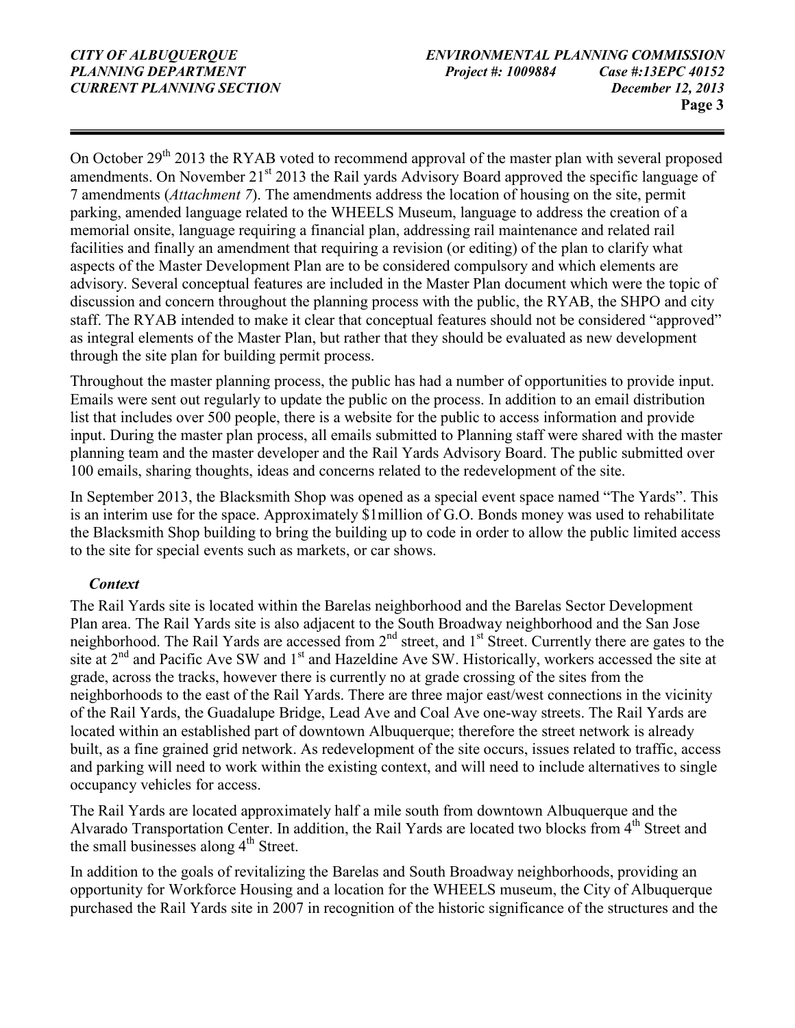On October 29th 2013 the RYAB voted to recommend approval of the master plan with several proposed amendments. On November 21st 2013 the Rail yards Advisory Board approved the specific language of 7 amendments (*Attachment 7*). The amendments address the location of housing on the site, permit parking, amended language related to the WHEELS Museum, language to address the creation of a memorial onsite, language requiring a financial plan, addressing rail maintenance and related rail facilities and finally an amendment that requiring a revision (or editing) of the plan to clarify what aspects of the Master Development Plan are to be considered compulsory and which elements are advisory. Several conceptual features are included in the Master Plan document which were the topic of discussion and concern throughout the planning process with the public, the RYAB, the SHPO and city staff. The RYAB intended to make it clear that conceptual features should not be considered "approved" as integral elements of the Master Plan, but rather that they should be evaluated as new development through the site plan for building permit process.

Throughout the master planning process, the public has had a number of opportunities to provide input. Emails were sent out regularly to update the public on the process. In addition to an email distribution list that includes over 500 people, there is a website for the public to access information and provide input. During the master plan process, all emails submitted to Planning staff were shared with the master planning team and the master developer and the Rail Yards Advisory Board. The public submitted over 100 emails, sharing thoughts, ideas and concerns related to the redevelopment of the site.

In September 2013, the Blacksmith Shop was opened as a special event space named "The Yards". This is an interim use for the space. Approximately $1million of G.O. Bonds money was used to rehabilitate the Blacksmith Shop building to bring the building up to code in order to allow the public limited access to the site for special events such as markets, or car shows.

### *Context*

The Rail Yards site is located within the Barelas neighborhood and the Barelas Sector Development Plan area. The Rail Yards site is also adjacent to the South Broadway neighborhood and the San Jose neighborhood. The Rail Yards are accessed from 2nd street, and 1st Street. Currently there are gates to the site at 2nd and Pacific Ave SW and 1st and Hazeldine Ave SW. Historically, workers accessed the site at grade, across the tracks, however there is currently no at grade crossing of the sites from the neighborhoods to the east of the Rail Yards. There are three major east/west connections in the vicinity of the Rail Yards, the Guadalupe Bridge, Lead Ave and Coal Ave one-way streets. The Rail Yards are located within an established part of downtown Albuquerque; therefore the street network is already built, as a fine grained grid network. As redevelopment of the site occurs, issues related to traffic, access and parking will need to work within the existing context, and will need to include alternatives to single occupancy vehicles for access.

The Rail Yards are located approximately half a mile south from downtown Albuquerque and the Alvarado Transportation Center. In addition, the Rail Yards are located two blocks from 4th Street and the small businesses along 4th Street.

In addition to the goals of revitalizing the Barelas and South Broadway neighborhoods, providing an opportunity for Workforce Housing and a location for the WHEELS museum, the City of Albuquerque purchased the Rail Yards site in 2007 in recognition of the historic significance of the structures and the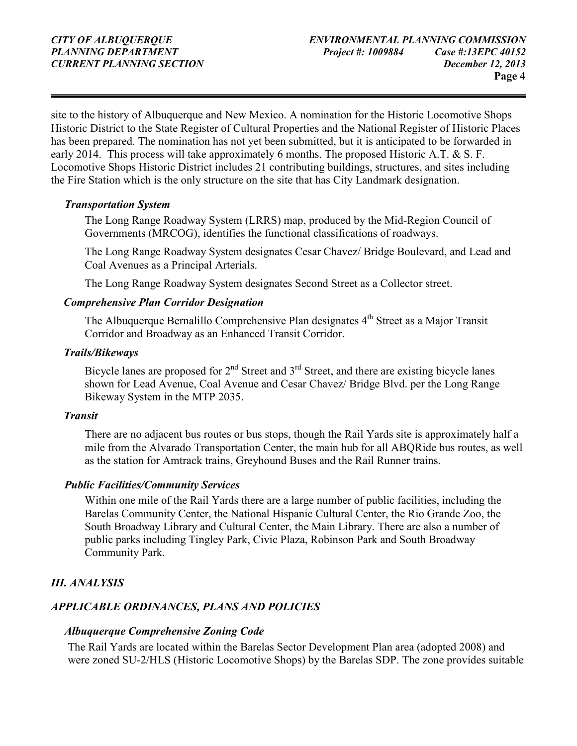site to the history of Albuquerque and New Mexico. A nomination for the Historic Locomotive Shops Historic District to the State Register of Cultural Properties and the National Register of Historic Places has been prepared. The nomination has not yet been submitted, but it is anticipated to be forwarded in early 2014. This process will take approximately 6 months. The proposed Historic A.T. & S. F. Locomotive Shops Historic District includes 21 contributing buildings, structures, and sites including the Fire Station which is the only structure on the site that has City Landmark designation.

***Transportation System***

The Long Range Roadway System (LRRS) map, produced by the Mid-Region Council of Governments (MRCOG), identifies the functional classifications of roadways.

The Long Range Roadway System designates Cesar Chavez/ Bridge Boulevard, and Lead and Coal Avenues as a Principal Arterials.

The Long Range Roadway System designates Second Street as a Collector street.

***Comprehensive Plan Corridor Designation***

The Albuquerque Bernalillo Comprehensive Plan designates 4th Street as a Major Transit Corridor and Broadway as an Enhanced Transit Corridor.

***Trails/Bikeways***

Bicycle lanes are proposed for 2nd Street and 3rd Street, and there are existing bicycle lanes shown for Lead Avenue, Coal Avenue and Cesar Chavez/ Bridge Blvd. per the Long Range Bikeway System in the MTP 2035.

***Transit***

There are no adjacent bus routes or bus stops, though the Rail Yards site is approximately half a mile from the Alvarado Transportation Center, the main hub for all ABQRide bus routes, as well as the station for Amtrack trains, Greyhound Buses and the Rail Runner trains.

***Public Facilities/Community Services***

Within one mile of the Rail Yards there are a large number of public facilities, including the Barelas Community Center, the National Hispanic Cultural Center, the Rio Grande Zoo, the South Broadway Library and Cultural Center, the Main Library. There are also a number of public parks including Tingley Park, Civic Plaza, Robinson Park and South Broadway Community Park.

## *III. ANALYSIS*

## *APPLICABLE ORDINANCES, PLANS AND POLICIES*

***Albuquerque Comprehensive Zoning Code***

The Rail Yards are located within the Barelas Sector Development Plan area (adopted 2008) and were zoned SU-2/HLS (Historic Locomotive Shops) by the Barelas SDP. The zone provides suitable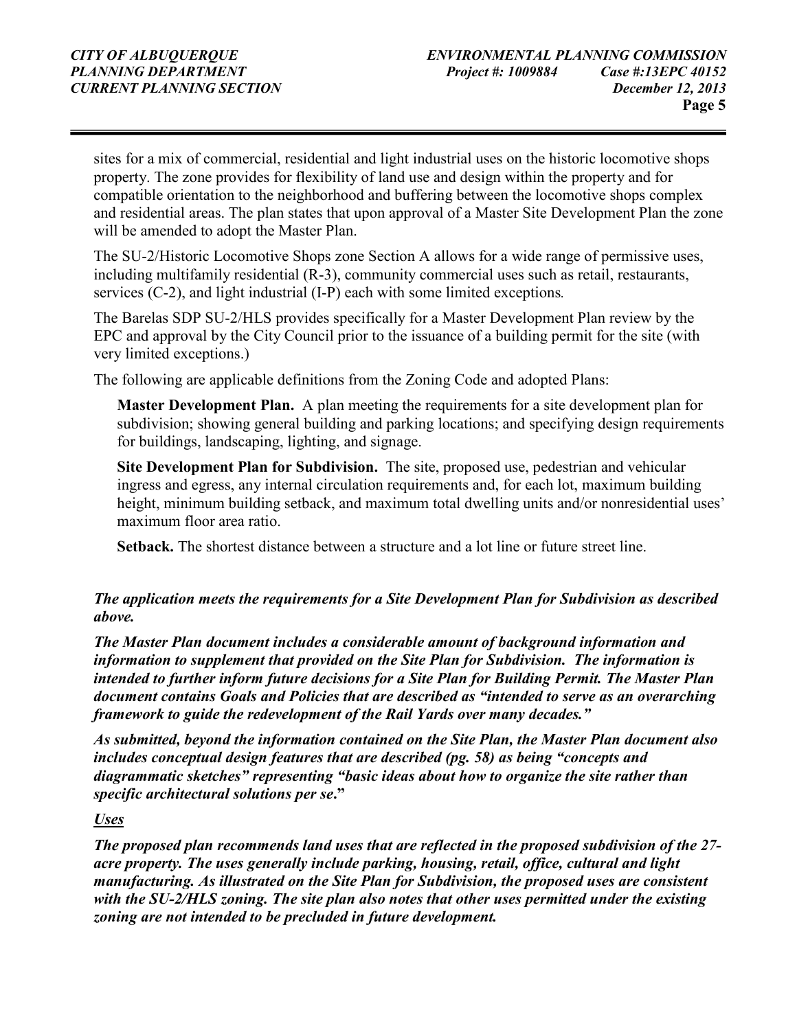sites for a mix of commercial, residential and light industrial uses on the historic locomotive shops property. The zone provides for flexibility of land use and design within the property and for compatible orientation to the neighborhood and buffering between the locomotive shops complex and residential areas. The plan states that upon approval of a Master Site Development Plan the zone will be amended to adopt the Master Plan.

The SU-2/Historic Locomotive Shops zone Section A allows for a wide range of permissive uses, including multifamily residential (R-3), community commercial uses such as retail, restaurants, services (C-2), and light industrial (I-P) each with some limited exceptions.

The Barelas SDP SU-2/HLS provides specifically for a Master Development Plan review by the EPC and approval by the City Council prior to the issuance of a building permit for the site (with very limited exceptions.)

The following are applicable definitions from the Zoning Code and adopted Plans:

> **Master Development Plan.** A plan meeting the requirements for a site development plan for subdivision; showing general building and parking locations; and specifying design requirements for buildings, landscaping, lighting, and signage.
>
> **Site Development Plan for Subdivision.** The site, proposed use, pedestrian and vehicular ingress and egress, any internal circulation requirements and, for each lot, maximum building height, minimum building setback, and maximum total dwelling units and/or nonresidential uses' maximum floor area ratio.
>
> **Setback.** The shortest distance between a structure and a lot line or future street line.

***The application meets the requirements for a Site Development Plan for Subdivision as described above.***

***The Master Plan document includes a considerable amount of background information and information to supplement that provided on the Site Plan for Subdivision. The information is intended to further inform future decisions for a Site Plan for Building Permit. The Master Plan document contains Goals and Policies that are described as "intended to serve as an overarching framework to guide the redevelopment of the Rail Yards over many decades."***

***As submitted, beyond the information contained on the Site Plan, the Master Plan document also includes conceptual design features that are described (pg. 58) as being "concepts and diagrammatic sketches" representing "basic ideas about how to organize the site rather than specific architectural solutions per se."***

***Uses***

***The proposed plan recommends land uses that are reflected in the proposed subdivision of the 27-acre property. The uses generally include parking, housing, retail, office, cultural and light manufacturing. As illustrated on the Site Plan for Subdivision, the proposed uses are consistent with the SU-2/HLS zoning. The site plan also notes that other uses permitted under the existing zoning are not intended to be precluded in future development.***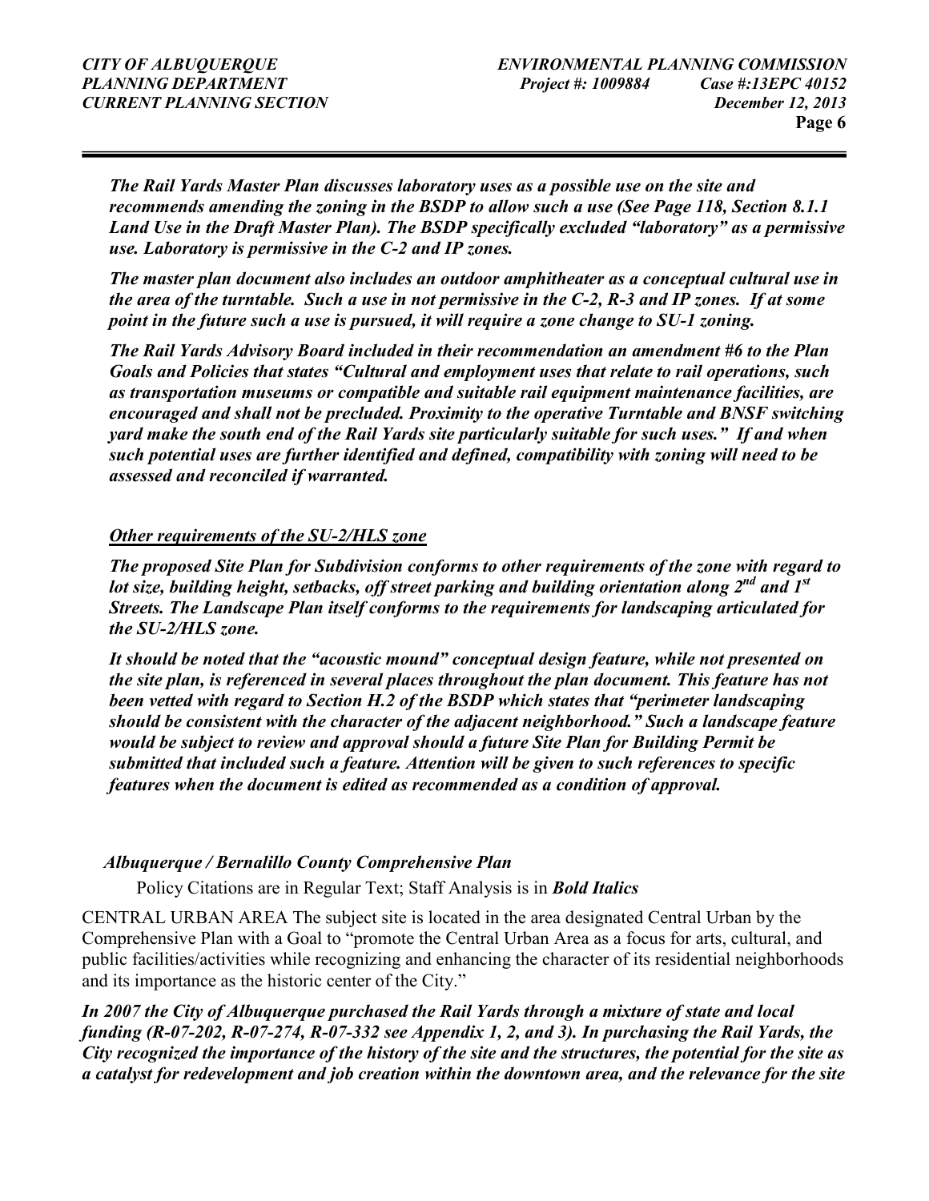***The Rail Yards Master Plan discusses laboratory uses as a possible use on the site and recommends amending the zoning in the BSDP to allow such a use (See Page 118, Section 8.1.1 Land Use in the Draft Master Plan). The BSDP specifically excluded "laboratory" as a permissive use. Laboratory is permissive in the C-2 and IP zones.***

***The master plan document also includes an outdoor amphitheater as a conceptual cultural use in the area of the turntable. Such a use in not permissive in the C-2, R-3 and IP zones. If at some point in the future such a use is pursued, it will require a zone change to SU-1 zoning.***

***The Rail Yards Advisory Board included in their recommendation an amendment #6 to the Plan Goals and Policies that states "Cultural and employment uses that relate to rail operations, such as transportation museums or compatible and suitable rail equipment maintenance facilities, are encouraged and shall not be precluded. Proximity to the operative Turntable and BNSF switching yard make the south end of the Rail Yards site particularly suitable for such uses." If and when such potential uses are further identified and defined, compatibility with zoning will need to be assessed and reconciled if warranted.***

***<u>Other requirements of the SU-2/HLS zone</u>***

***The proposed Site Plan for Subdivision conforms to other requirements of the zone with regard to lot size, building height, setbacks, off street parking and building orientation along 2nd and 1st Streets. The Landscape Plan itself conforms to the requirements for landscaping articulated for the SU-2/HLS zone.***

***It should be noted that the "acoustic mound" conceptual design feature, while not presented on the site plan, is referenced in several places throughout the plan document. This feature has not been vetted with regard to Section H.2 of the BSDP which states that "perimeter landscaping should be consistent with the character of the adjacent neighborhood." Such a landscape feature would be subject to review and approval should a future Site Plan for Building Permit be submitted that included such a feature. Attention will be given to such references to specific features when the document is edited as recommended as a condition of approval.***

### *Albuquerque / Bernalillo County Comprehensive Plan*

Policy Citations are in Regular Text; Staff Analysis is in ***Bold Italics***

CENTRAL URBAN AREA The subject site is located in the area designated Central Urban by the Comprehensive Plan with a Goal to "promote the Central Urban Area as a focus for arts, cultural, and public facilities/activities while recognizing and enhancing the character of its residential neighborhoods and its importance as the historic center of the City."

***In 2007 the City of Albuquerque purchased the Rail Yards through a mixture of state and local funding (R-07-202, R-07-274, R-07-332 see Appendix 1, 2, and 3). In purchasing the Rail Yards, the City recognized the importance of the history of the site and the structures, the potential for the site as a catalyst for redevelopment and job creation within the downtown area, and the relevance for the site***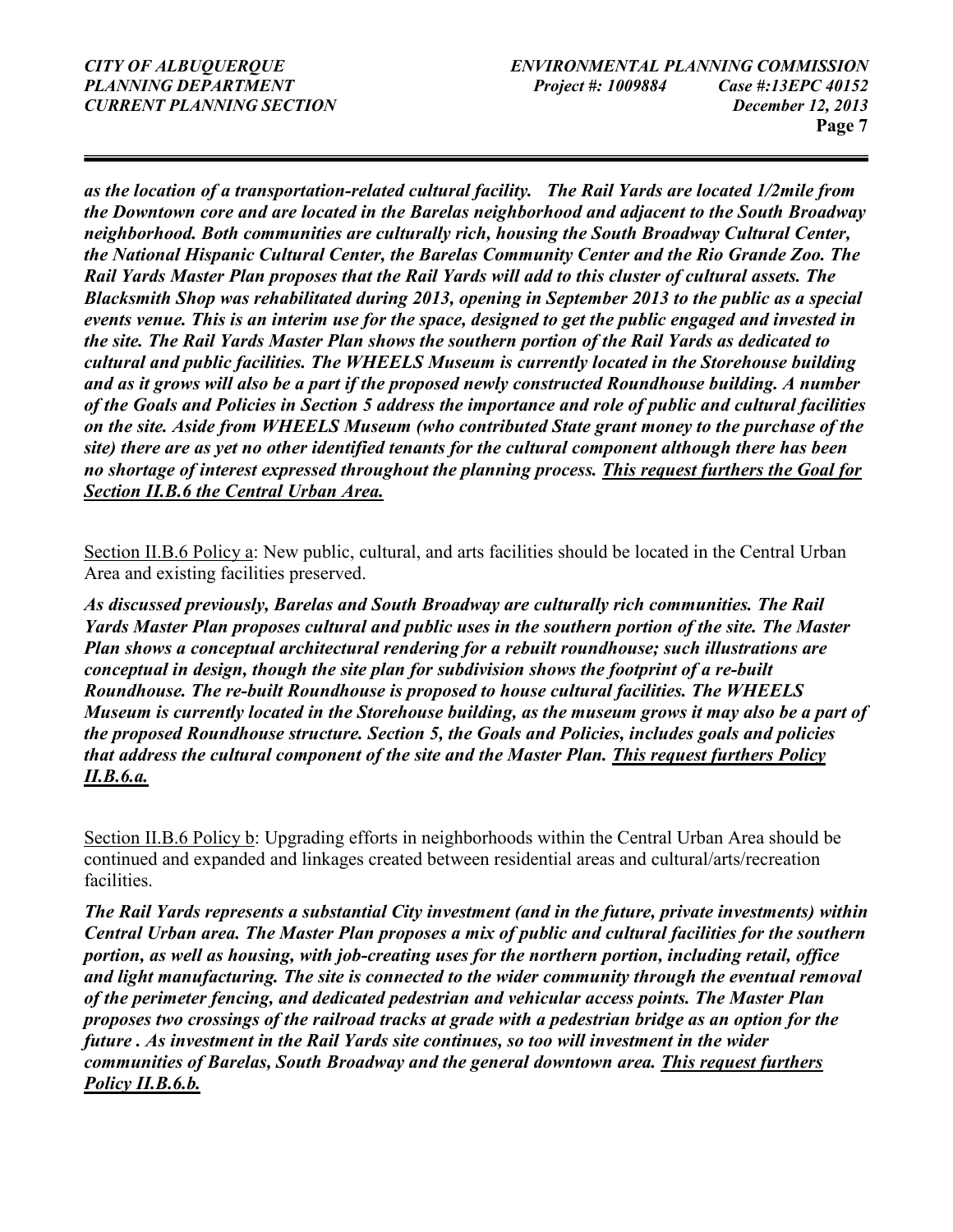***as the location of a transportation-related cultural facility. The Rail Yards are located 1/2mile from the Downtown core and are located in the Barelas neighborhood and adjacent to the South Broadway neighborhood. Both communities are culturally rich, housing the South Broadway Cultural Center, the National Hispanic Cultural Center, the Barelas Community Center and the Rio Grande Zoo. The Rail Yards Master Plan proposes that the Rail Yards will add to this cluster of cultural assets. The Blacksmith Shop was rehabilitated during 2013, opening in September 2013 to the public as a special events venue. This is an interim use for the space, designed to get the public engaged and invested in the site. The Rail Yards Master Plan shows the southern portion of the Rail Yards as dedicated to cultural and public facilities. The WHEELS Museum is currently located in the Storehouse building and as it grows will also be a part if the proposed newly constructed Roundhouse building. A number of the Goals and Policies in Section 5 address the importance and role of public and cultural facilities on the site. Aside from WHEELS Museum (who contributed State grant money to the purchase of the site) there are as yet no other identified tenants for the cultural component although there has been no shortage of interest expressed throughout the planning process. <u>This request furthers the Goal for Section II.B.6 the Central Urban Area.</u>***

<u>Section II.B.6 Policy a</u>: New public, cultural, and arts facilities should be located in the Central Urban Area and existing facilities preserved.

***As discussed previously, Barelas and South Broadway are culturally rich communities. The Rail Yards Master Plan proposes cultural and public uses in the southern portion of the site. The Master Plan shows a conceptual architectural rendering for a rebuilt roundhouse; such illustrations are conceptual in design, though the site plan for subdivision shows the footprint of a re-built Roundhouse. The re-built Roundhouse is proposed to house cultural facilities. The WHEELS Museum is currently located in the Storehouse building, as the museum grows it may also be a part of the proposed Roundhouse structure. Section 5, the Goals and Policies, includes goals and policies that address the cultural component of the site and the Master Plan. <u>This request furthers Policy II.B.6.a.</u>***

<u>Section II.B.6 Policy b</u>: Upgrading efforts in neighborhoods within the Central Urban Area should be continued and expanded and linkages created between residential areas and cultural/arts/recreation facilities.

***The Rail Yards represents a substantial City investment (and in the future, private investments) within Central Urban area. The Master Plan proposes a mix of public and cultural facilities for the southern portion, as well as housing, with job-creating uses for the northern portion, including retail, office and light manufacturing. The site is connected to the wider community through the eventual removal of the perimeter fencing, and dedicated pedestrian and vehicular access points. The Master Plan proposes two crossings of the railroad tracks at grade with a pedestrian bridge as an option for the future . As investment in the Rail Yards site continues, so too will investment in the wider communities of Barelas, South Broadway and the general downtown area. <u>This request furthers Policy II.B.6.b.</u>***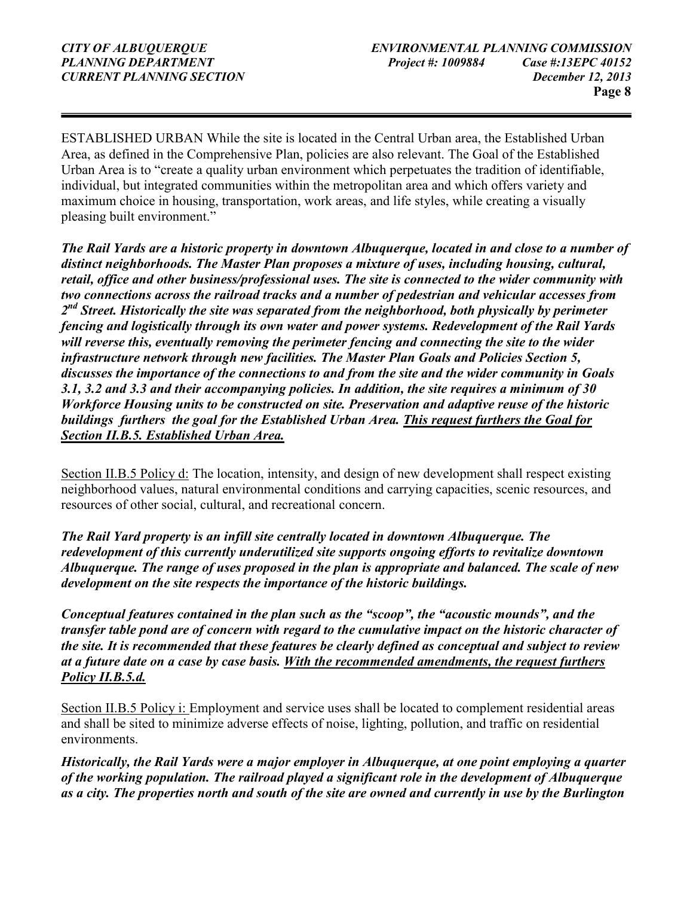ESTABLISHED URBAN While the site is located in the Central Urban area, the Established Urban Area, as defined in the Comprehensive Plan, policies are also relevant. The Goal of the Established Urban Area is to "create a quality urban environment which perpetuates the tradition of identifiable, individual, but integrated communities within the metropolitan area and which offers variety and maximum choice in housing, transportation, work areas, and life styles, while creating a visually pleasing built environment."

***The Rail Yards are a historic property in downtown Albuquerque, located in and close to a number of distinct neighborhoods. The Master Plan proposes a mixture of uses, including housing, cultural, retail, office and other business/professional uses. The site is connected to the wider community with two connections across the railroad tracks and a number of pedestrian and vehicular accesses from 2nd Street. Historically the site was separated from the neighborhood, both physically by perimeter fencing and logistically through its own water and power systems. Redevelopment of the Rail Yards will reverse this, eventually removing the perimeter fencing and connecting the site to the wider infrastructure network through new facilities. The Master Plan Goals and Policies Section 5, discusses the importance of the connections to and from the site and the wider community in Goals 3.1, 3.2 and 3.3 and their accompanying policies. In addition, the site requires a minimum of 30 Workforce Housing units to be constructed on site. Preservation and adaptive reuse of the historic buildings furthers the goal for the Established Urban Area. <u>This request furthers the Goal for Section II.B.5. Established Urban Area.</u>***

<u>Section II.B.5 Policy d:</u> The location, intensity, and design of new development shall respect existing neighborhood values, natural environmental conditions and carrying capacities, scenic resources, and resources of other social, cultural, and recreational concern.

***The Rail Yard property is an infill site centrally located in downtown Albuquerque. The redevelopment of this currently underutilized site supports ongoing efforts to revitalize downtown Albuquerque. The range of uses proposed in the plan is appropriate and balanced. The scale of new development on the site respects the importance of the historic buildings.***

***Conceptual features contained in the plan such as the "scoop", the "acoustic mounds", and the transfer table pond are of concern with regard to the cumulative impact on the historic character of the site. It is recommended that these features be clearly defined as conceptual and subject to review at a future date on a case by case basis. <u>With the recommended amendments, the request furthers Policy II.B.5.d.</u>***

<u>Section II.B.5 Policy i:</u> Employment and service uses shall be located to complement residential areas and shall be sited to minimize adverse effects of noise, lighting, pollution, and traffic on residential environments.

***Historically, the Rail Yards were a major employer in Albuquerque, at one point employing a quarter of the working population. The railroad played a significant role in the development of Albuquerque as a city. The properties north and south of the site are owned and currently in use by the Burlington***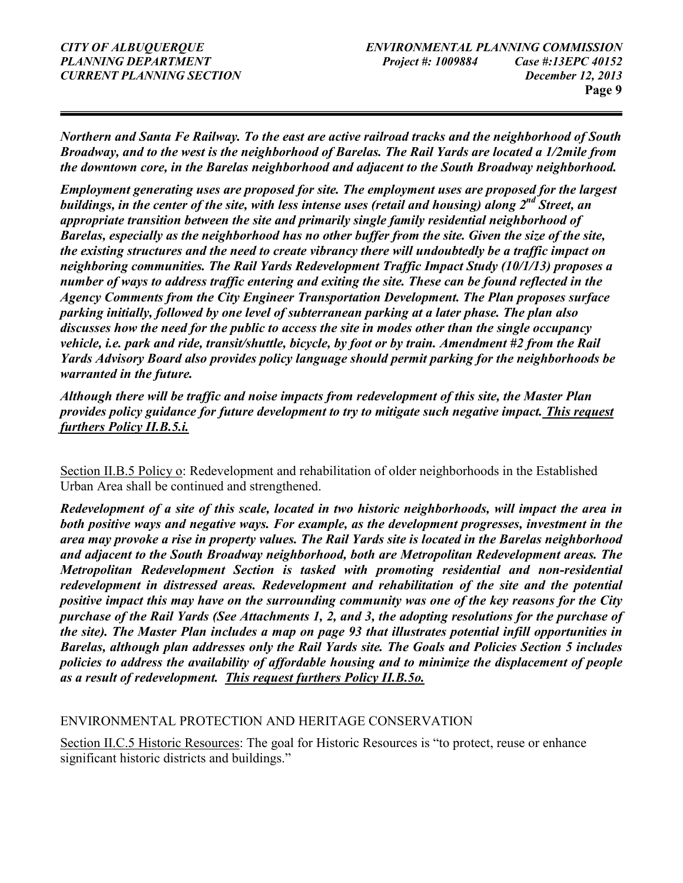***Northern and Santa Fe Railway. To the east are active railroad tracks and the neighborhood of South Broadway, and to the west is the neighborhood of Barelas. The Rail Yards are located a 1/2mile from the downtown core, in the Barelas neighborhood and adjacent to the South Broadway neighborhood.***

***Employment generating uses are proposed for site. The employment uses are proposed for the largest buildings, in the center of the site, with less intense uses (retail and housing) along 2nd Street, an appropriate transition between the site and primarily single family residential neighborhood of Barelas, especially as the neighborhood has no other buffer from the site. Given the size of the site, the existing structures and the need to create vibrancy there will undoubtedly be a traffic impact on neighboring communities. The Rail Yards Redevelopment Traffic Impact Study (10/1/13) proposes a number of ways to address traffic entering and exiting the site. These can be found reflected in the Agency Comments from the City Engineer Transportation Development. The Plan proposes surface parking initially, followed by one level of subterranean parking at a later phase. The plan also discusses how the need for the public to access the site in modes other than the single occupancy vehicle, i.e. park and ride, transit/shuttle, bicycle, by foot or by train. Amendment #2 from the Rail Yards Advisory Board also provides policy language should permit parking for the neighborhoods be warranted in the future.***

***Although there will be traffic and noise impacts from redevelopment of this site, the Master Plan provides policy guidance for future development to try to mitigate such negative impact. <u>This request furthers Policy II.B.5.i.</u>***

<u>Section II.B.5 Policy o</u>: Redevelopment and rehabilitation of older neighborhoods in the Established Urban Area shall be continued and strengthened.

***Redevelopment of a site of this scale, located in two historic neighborhoods, will impact the area in both positive ways and negative ways. For example, as the development progresses, investment in the area may provoke a rise in property values. The Rail Yards site is located in the Barelas neighborhood and adjacent to the South Broadway neighborhood, both are Metropolitan Redevelopment areas. The Metropolitan Redevelopment Section is tasked with promoting residential and non-residential redevelopment in distressed areas. Redevelopment and rehabilitation of the site and the potential positive impact this may have on the surrounding community was one of the key reasons for the City purchase of the Rail Yards (See Attachments 1, 2, and 3, the adopting resolutions for the purchase of the site). The Master Plan includes a map on page 93 that illustrates potential infill opportunities in Barelas, although plan addresses only the Rail Yards site. The Goals and Policies Section 5 includes policies to address the availability of affordable housing and to minimize the displacement of people as a result of redevelopment. <u>This request furthers Policy II.B.5o.</u>***

ENVIRONMENTAL PROTECTION AND HERITAGE CONSERVATION

<u>Section II.C.5 Historic Resources</u>: The goal for Historic Resources is "to protect, reuse or enhance significant historic districts and buildings."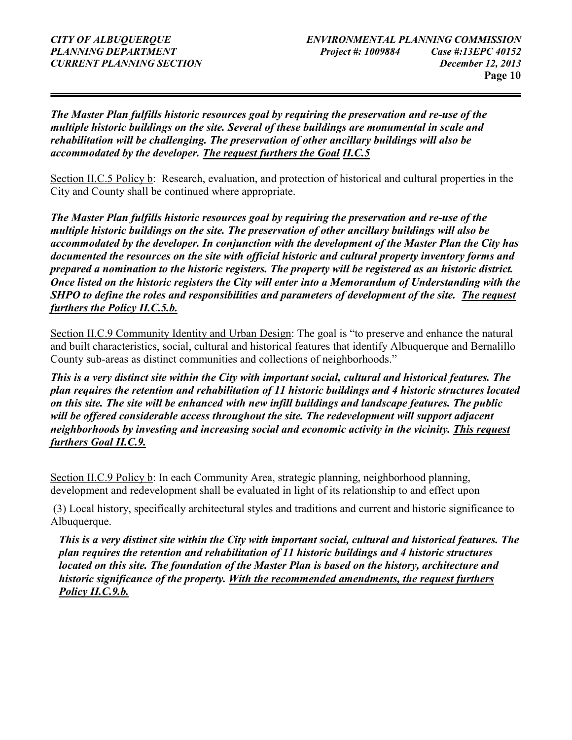***The Master Plan fulfills historic resources goal by requiring the preservation and re-use of the multiple historic buildings on the site. Several of these buildings are monumental in scale and rehabilitation will be challenging. The preservation of other ancillary buildings will also be accommodated by the developer. The request furthers the Goal II.C.5***

Section II.C.5 Policy b: Research, evaluation, and protection of historical and cultural properties in the City and County shall be continued where appropriate.

***The Master Plan fulfills historic resources goal by requiring the preservation and re-use of the multiple historic buildings on the site. The preservation of other ancillary buildings will also be accommodated by the developer. In conjunction with the development of the Master Plan the City has documented the resources on the site with official historic and cultural property inventory forms and prepared a nomination to the historic registers. The property will be registered as an historic district. Once listed on the historic registers the City will enter into a Memorandum of Understanding with the SHPO to define the roles and responsibilities and parameters of development of the site. The request furthers the Policy II.C.5.b.***

Section II.C.9 Community Identity and Urban Design: The goal is "to preserve and enhance the natural and built characteristics, social, cultural and historical features that identify Albuquerque and Bernalillo County sub-areas as distinct communities and collections of neighborhoods."

***This is a very distinct site within the City with important social, cultural and historical features. The plan requires the retention and rehabilitation of 11 historic buildings and 4 historic structures located on this site. The site will be enhanced with new infill buildings and landscape features. The public will be offered considerable access throughout the site. The redevelopment will support adjacent neighborhoods by investing and increasing social and economic activity in the vicinity. This request furthers Goal II.C.9.***

Section II.C.9 Policy b: In each Community Area, strategic planning, neighborhood planning, development and redevelopment shall be evaluated in light of its relationship to and effect upon

(3) Local history, specifically architectural styles and traditions and current and historic significance to Albuquerque.

***This is a very distinct site within the City with important social, cultural and historical features. The plan requires the retention and rehabilitation of 11 historic buildings and 4 historic structures located on this site. The foundation of the Master Plan is based on the history, architecture and historic significance of the property. With the recommended amendments, the request furthers Policy II.C.9.b.***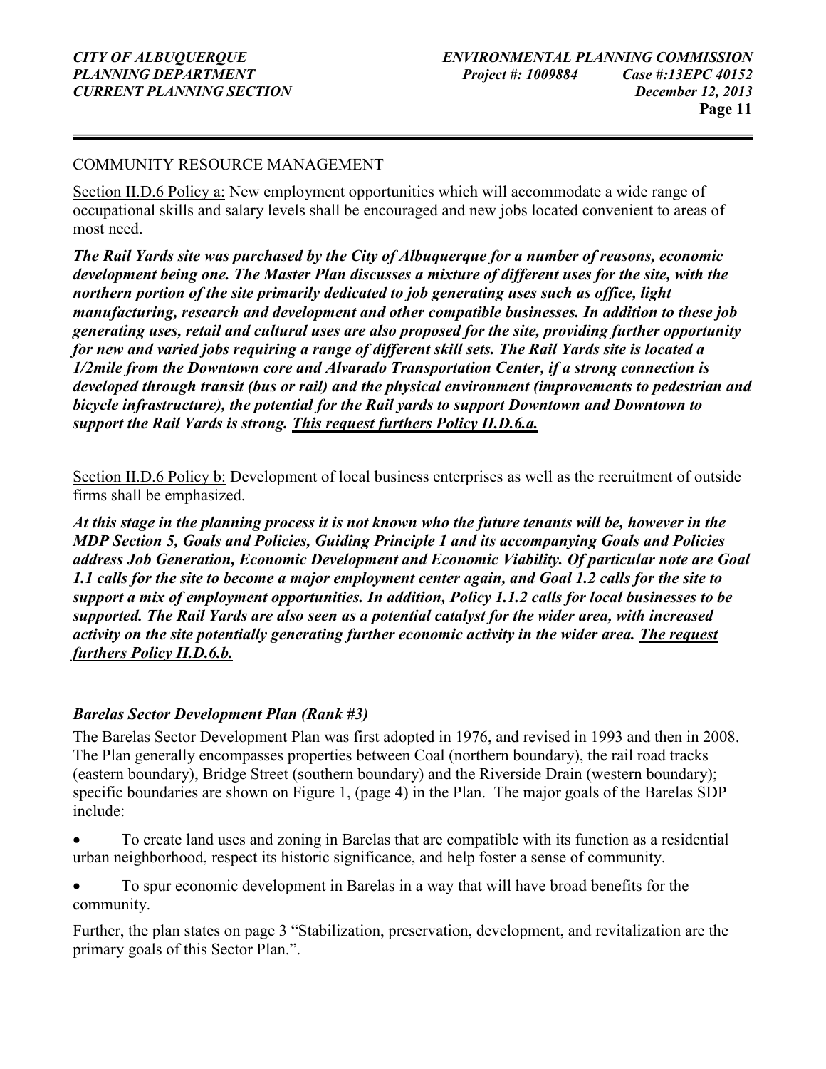COMMUNITY RESOURCE MANAGEMENT

<u>Section II.D.6 Policy a:</u> New employment opportunities which will accommodate a wide range of occupational skills and salary levels shall be encouraged and new jobs located convenient to areas of most need.

***The Rail Yards site was purchased by the City of Albuquerque for a number of reasons, economic development being one. The Master Plan discusses a mixture of different uses for the site, with the northern portion of the site primarily dedicated to job generating uses such as office, light manufacturing, research and development and other compatible businesses. In addition to these job generating uses, retail and cultural uses are also proposed for the site, providing further opportunity for new and varied jobs requiring a range of different skill sets. The Rail Yards site is located a 1/2mile from the Downtown core and Alvarado Transportation Center, if a strong connection is developed through transit (bus or rail) and the physical environment (improvements to pedestrian and bicycle infrastructure), the potential for the Rail yards to support Downtown and Downtown to support the Rail Yards is strong. <u>This request furthers Policy II.D.6.a.</u>***

<u>Section II.D.6 Policy b:</u> Development of local business enterprises as well as the recruitment of outside firms shall be emphasized.

***At this stage in the planning process it is not known who the future tenants will be, however in the MDP Section 5, Goals and Policies, Guiding Principle 1 and its accompanying Goals and Policies address Job Generation, Economic Development and Economic Viability. Of particular note are Goal 1.1 calls for the site to become a major employment center again, and Goal 1.2 calls for the site to support a mix of employment opportunities. In addition, Policy 1.1.2 calls for local businesses to be supported. The Rail Yards are also seen as a potential catalyst for the wider area, with increased activity on the site potentially generating further economic activity in the wider area. <u>The request furthers Policy II.D.6.b.</u>***

### *Barelas Sector Development Plan (Rank #3)*

The Barelas Sector Development Plan was first adopted in 1976, and revised in 1993 and then in 2008. The Plan generally encompasses properties between Coal (northern boundary), the rail road tracks (eastern boundary), Bridge Street (southern boundary) and the Riverside Drain (western boundary); specific boundaries are shown on Figure 1, (page 4) in the Plan. The major goals of the Barelas SDP include:

- To create land uses and zoning in Barelas that are compatible with its function as a residential urban neighborhood, respect its historic significance, and help foster a sense of community.
- To spur economic development in Barelas in a way that will have broad benefits for the community.

Further, the plan states on page 3 "Stabilization, preservation, development, and revitalization are the primary goals of this Sector Plan.".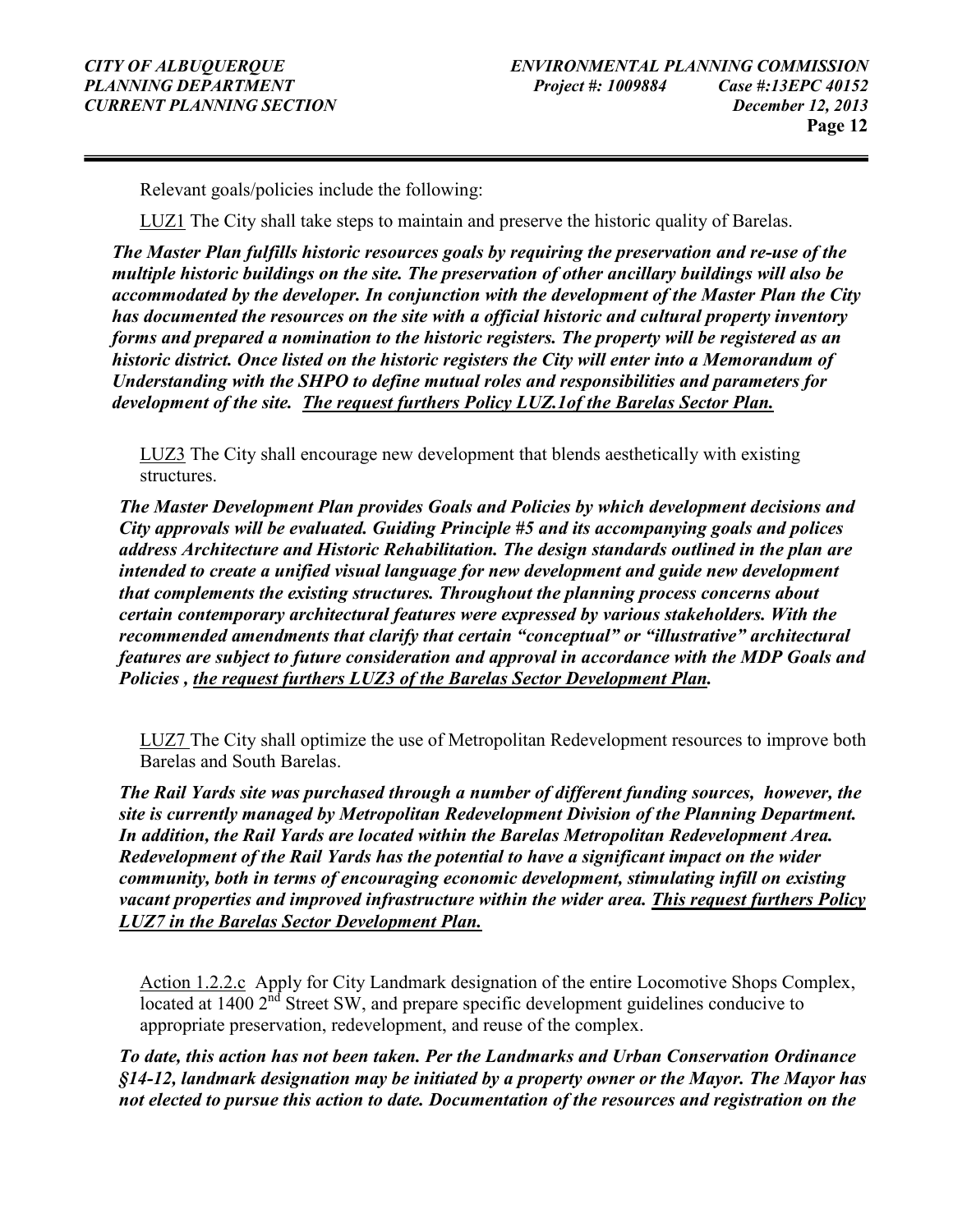Relevant goals/policies include the following:

LUZ1 The City shall take steps to maintain and preserve the historic quality of Barelas.

***The Master Plan fulfills historic resources goals by requiring the preservation and re-use of the multiple historic buildings on the site. The preservation of other ancillary buildings will also be accommodated by the developer. In conjunction with the development of the Master Plan the City has documented the resources on the site with a official historic and cultural property inventory forms and prepared a nomination to the historic registers. The property will be registered as an historic district. Once listed on the historic registers the City will enter into a Memorandum of Understanding with the SHPO to define mutual roles and responsibilities and parameters for development of the site. The request furthers Policy LUZ.1of the Barelas Sector Plan.***

LUZ3 The City shall encourage new development that blends aesthetically with existing structures.

***The Master Development Plan provides Goals and Policies by which development decisions and City approvals will be evaluated. Guiding Principle #5 and its accompanying goals and polices address Architecture and Historic Rehabilitation. The design standards outlined in the plan are intended to create a unified visual language for new development and guide new development that complements the existing structures. Throughout the planning process concerns about certain contemporary architectural features were expressed by various stakeholders. With the recommended amendments that clarify that certain "conceptual" or "illustrative" architectural features are subject to future consideration and approval in accordance with the MDP Goals and Policies , the request furthers LUZ3 of the Barelas Sector Development Plan.***

LUZ7 The City shall optimize the use of Metropolitan Redevelopment resources to improve both Barelas and South Barelas.

***The Rail Yards site was purchased through a number of different funding sources, however, the site is currently managed by Metropolitan Redevelopment Division of the Planning Department. In addition, the Rail Yards are located within the Barelas Metropolitan Redevelopment Area. Redevelopment of the Rail Yards has the potential to have a significant impact on the wider community, both in terms of encouraging economic development, stimulating infill on existing vacant properties and improved infrastructure within the wider area. This request furthers Policy LUZ7 in the Barelas Sector Development Plan.***

Action 1.2.2.c Apply for City Landmark designation of the entire Locomotive Shops Complex, located at 1400 2nd Street SW, and prepare specific development guidelines conducive to appropriate preservation, redevelopment, and reuse of the complex.

***To date, this action has not been taken. Per the Landmarks and Urban Conservation Ordinance §14-12, landmark designation may be initiated by a property owner or the Mayor. The Mayor has not elected to pursue this action to date. Documentation of the resources and registration on the***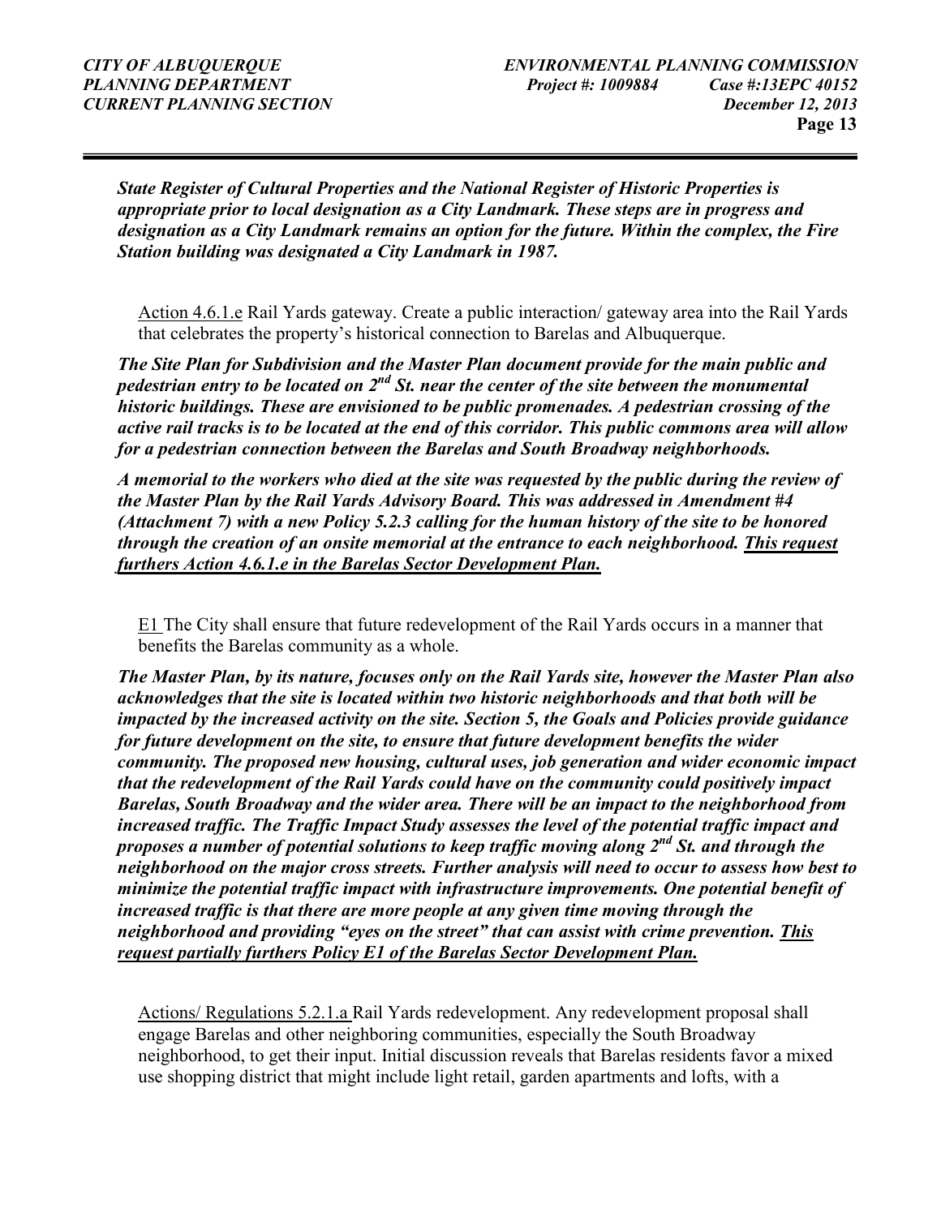***State Register of Cultural Properties and the National Register of Historic Properties is appropriate prior to local designation as a City Landmark. These steps are in progress and designation as a City Landmark remains an option for the future. Within the complex, the Fire Station building was designated a City Landmark in 1987.***

<u>Action 4.6.1.e</u> Rail Yards gateway. Create a public interaction/ gateway area into the Rail Yards that celebrates the property's historical connection to Barelas and Albuquerque.

***The Site Plan for Subdivision and the Master Plan document provide for the main public and pedestrian entry to be located on 2nd St. near the center of the site between the monumental historic buildings. These are envisioned to be public promenades. A pedestrian crossing of the active rail tracks is to be located at the end of this corridor. This public commons area will allow for a pedestrian connection between the Barelas and South Broadway neighborhoods.***

***A memorial to the workers who died at the site was requested by the public during the review of the Master Plan by the Rail Yards Advisory Board. This was addressed in Amendment #4 (Attachment 7) with a new Policy 5.2.3 calling for the human history of the site to be honored through the creation of an onsite memorial at the entrance to each neighborhood. <u>This request furthers Action 4.6.1.e in the Barelas Sector Development Plan.</u>***

<u>E1</u> The City shall ensure that future redevelopment of the Rail Yards occurs in a manner that benefits the Barelas community as a whole.

***The Master Plan, by its nature, focuses only on the Rail Yards site, however the Master Plan also acknowledges that the site is located within two historic neighborhoods and that both will be impacted by the increased activity on the site. Section 5, the Goals and Policies provide guidance for future development on the site, to ensure that future development benefits the wider community. The proposed new housing, cultural uses, job generation and wider economic impact that the redevelopment of the Rail Yards could have on the community could positively impact Barelas, South Broadway and the wider area. There will be an impact to the neighborhood from increased traffic. The Traffic Impact Study assesses the level of the potential traffic impact and proposes a number of potential solutions to keep traffic moving along 2nd St. and through the neighborhood on the major cross streets. Further analysis will need to occur to assess how best to minimize the potential traffic impact with infrastructure improvements. One potential benefit of increased traffic is that there are more people at any given time moving through the neighborhood and providing "eyes on the street" that can assist with crime prevention. <u>This request partially furthers Policy E1 of the Barelas Sector Development Plan.</u>***

<u>Actions/ Regulations 5.2.1.a</u> Rail Yards redevelopment. Any redevelopment proposal shall engage Barelas and other neighboring communities, especially the South Broadway neighborhood, to get their input. Initial discussion reveals that Barelas residents favor a mixed use shopping district that might include light retail, garden apartments and lofts, with a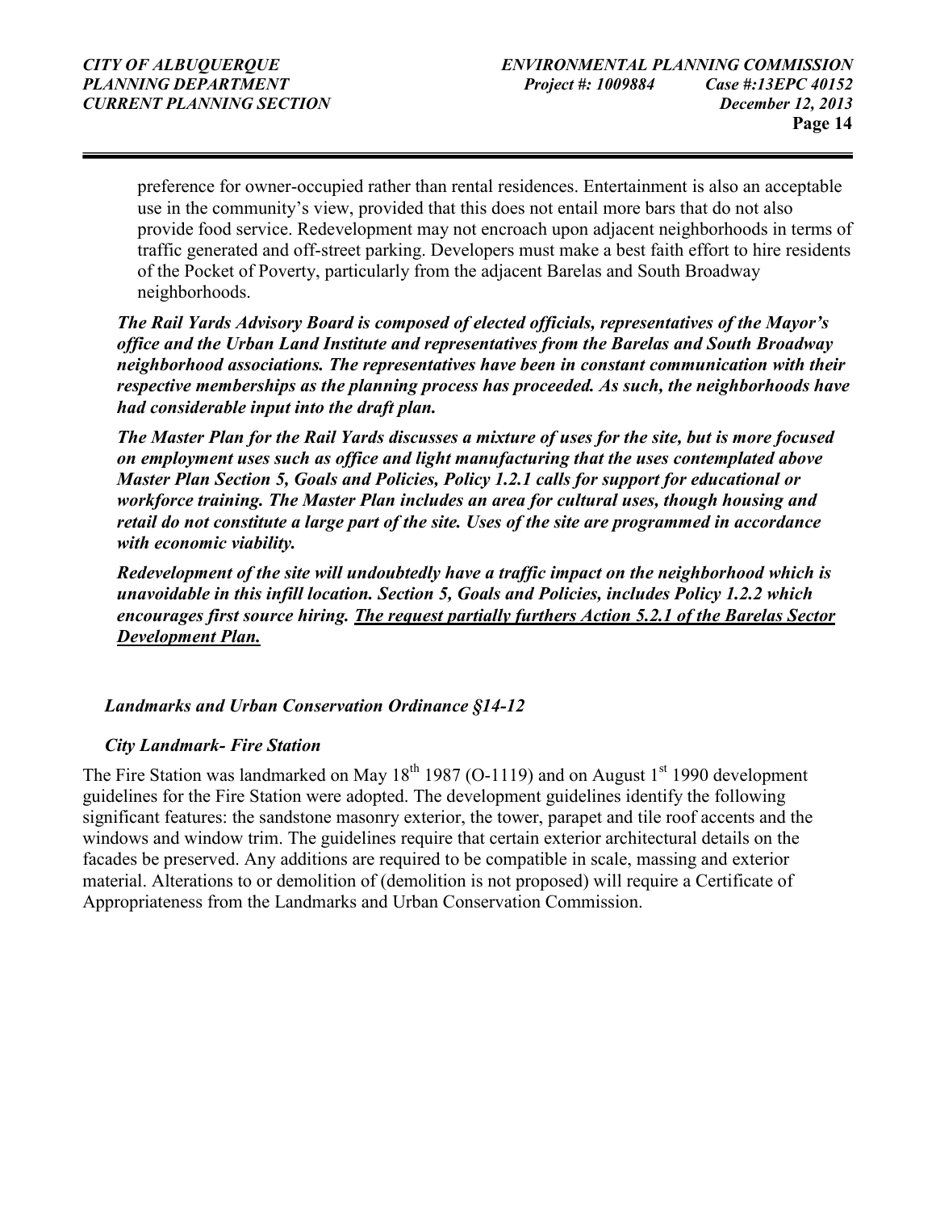preference for owner-occupied rather than rental residences. Entertainment is also an acceptable use in the community's view, provided that this does not entail more bars that do not also provide food service. Redevelopment may not encroach upon adjacent neighborhoods in terms of traffic generated and off-street parking. Developers must make a best faith effort to hire residents of the Pocket of Poverty, particularly from the adjacent Barelas and South Broadway neighborhoods.

***The Rail Yards Advisory Board is composed of elected officials, representatives of the Mayor's office and the Urban Land Institute and representatives from the Barelas and South Broadway neighborhood associations. The representatives have been in constant communication with their respective memberships as the planning process has proceeded. As such, the neighborhoods have had considerable input into the draft plan.***

***The Master Plan for the Rail Yards discusses a mixture of uses for the site, but is more focused on employment uses such as office and light manufacturing that the uses contemplated above Master Plan Section 5, Goals and Policies, Policy 1.2.1 calls for support for educational or workforce training. The Master Plan includes an area for cultural uses, though housing and retail do not constitute a large part of the site. Uses of the site are programmed in accordance with economic viability.***

***Redevelopment of the site will undoubtedly have a traffic impact on the neighborhood which is unavoidable in this infill location. Section 5, Goals and Policies, includes Policy 1.2.2 which encourages first source hiring. <u>The request partially furthers Action 5.2.1 of the Barelas Sector Development Plan.</u>***

***Landmarks and Urban Conservation Ordinance §14-12***

***City Landmark- Fire Station***

The Fire Station was landmarked on May 18th 1987 (O-1119) and on August 1st 1990 development guidelines for the Fire Station were adopted. The development guidelines identify the following significant features: the sandstone masonry exterior, the tower, parapet and tile roof accents and the windows and window trim. The guidelines require that certain exterior architectural details on the facades be preserved. Any additions are required to be compatible in scale, massing and exterior material. Alterations to or demolition of (demolition is not proposed) will require a Certificate of Appropriateness from the Landmarks and Urban Conservation Commission.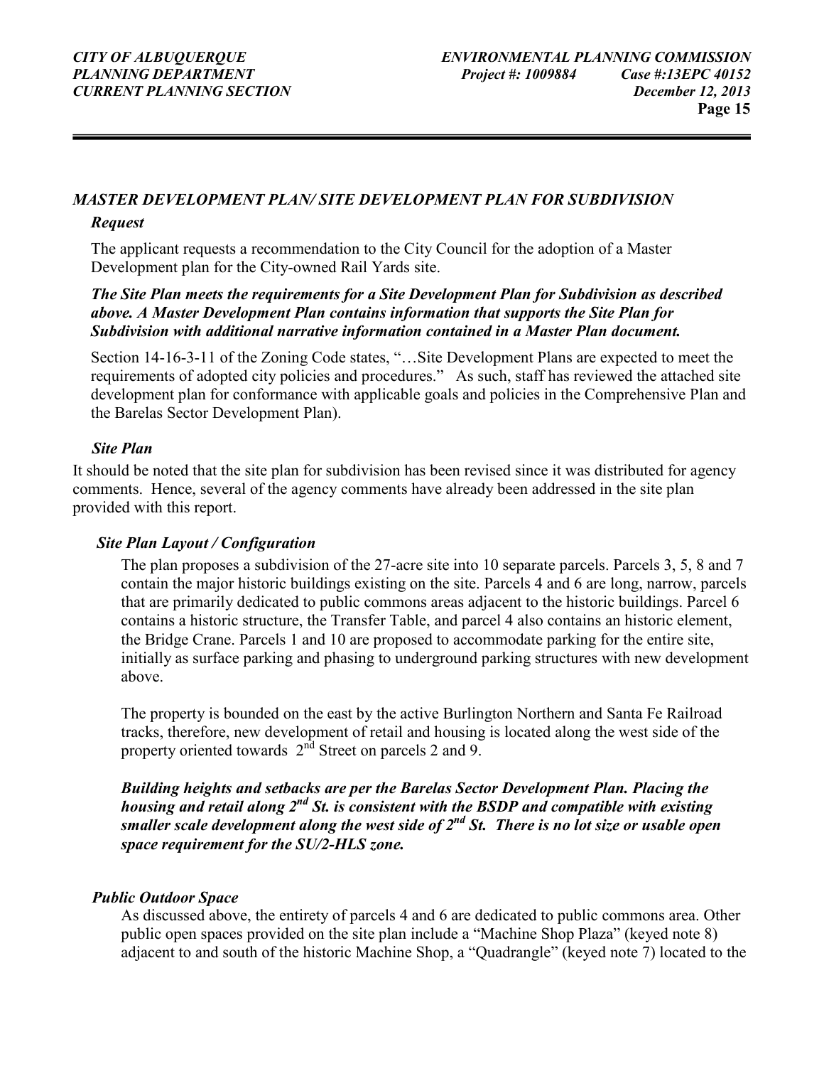### *MASTER DEVELOPMENT PLAN/ SITE DEVELOPMENT PLAN FOR SUBDIVISION*

#### *Request*

The applicant requests a recommendation to the City Council for the adoption of a Master Development plan for the City-owned Rail Yards site.

***The Site Plan meets the requirements for a Site Development Plan for Subdivision as described above. A Master Development Plan contains information that supports the Site Plan for Subdivision with additional narrative information contained in a Master Plan document.***

Section 14-16-3-11 of the Zoning Code states, "…Site Development Plans are expected to meet the requirements of adopted city policies and procedures." As such, staff has reviewed the attached site development plan for conformance with applicable goals and policies in the Comprehensive Plan and the Barelas Sector Development Plan).

#### *Site Plan*

It should be noted that the site plan for subdivision has been revised since it was distributed for agency comments. Hence, several of the agency comments have already been addressed in the site plan provided with this report.

#### *Site Plan Layout / Configuration*

The plan proposes a subdivision of the 27-acre site into 10 separate parcels. Parcels 3, 5, 8 and 7 contain the major historic buildings existing on the site. Parcels 4 and 6 are long, narrow, parcels that are primarily dedicated to public commons areas adjacent to the historic buildings. Parcel 6 contains a historic structure, the Transfer Table, and parcel 4 also contains an historic element, the Bridge Crane. Parcels 1 and 10 are proposed to accommodate parking for the entire site, initially as surface parking and phasing to underground parking structures with new development above.

The property is bounded on the east by the active Burlington Northern and Santa Fe Railroad tracks, therefore, new development of retail and housing is located along the west side of the property oriented towards 2nd Street on parcels 2 and 9.

***Building heights and setbacks are per the Barelas Sector Development Plan. Placing the housing and retail along 2nd St. is consistent with the BSDP and compatible with existing smaller scale development along the west side of 2nd St. There is no lot size or usable open space requirement for the SU/2-HLS zone.***

#### *Public Outdoor Space*

As discussed above, the entirety of parcels 4 and 6 are dedicated to public commons area. Other public open spaces provided on the site plan include a "Machine Shop Plaza" (keyed note 8) adjacent to and south of the historic Machine Shop, a "Quadrangle" (keyed note 7) located to the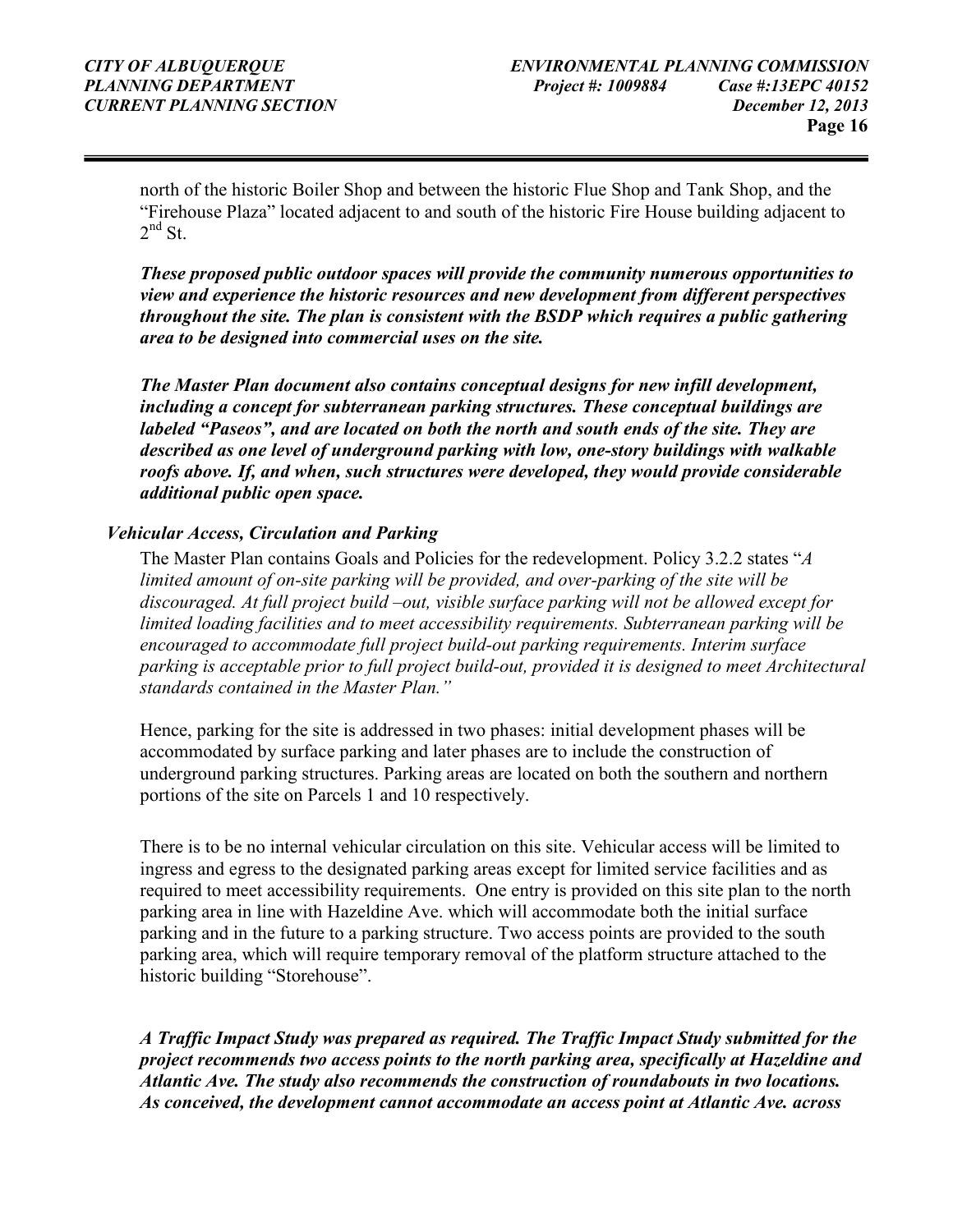north of the historic Boiler Shop and between the historic Flue Shop and Tank Shop, and the "Firehouse Plaza" located adjacent to and south of the historic Fire House building adjacent to 2nd St.

***These proposed public outdoor spaces will provide the community numerous opportunities to view and experience the historic resources and new development from different perspectives throughout the site. The plan is consistent with the BSDP which requires a public gathering area to be designed into commercial uses on the site.***

***The Master Plan document also contains conceptual designs for new infill development, including a concept for subterranean parking structures. These conceptual buildings are labeled "Paseos", and are located on both the north and south ends of the site. They are described as one level of underground parking with low, one-story buildings with walkable roofs above. If, and when, such structures were developed, they would provide considerable additional public open space.***

***Vehicular Access, Circulation and Parking***

The Master Plan contains Goals and Policies for the redevelopment. Policy 3.2.2 states "*A limited amount of on-site parking will be provided, and over-parking of the site will be discouraged. At full project build –out, visible surface parking will not be allowed except for limited loading facilities and to meet accessibility requirements. Subterranean parking will be encouraged to accommodate full project build-out parking requirements. Interim surface parking is acceptable prior to full project build-out, provided it is designed to meet Architectural standards contained in the Master Plan."*

Hence, parking for the site is addressed in two phases: initial development phases will be accommodated by surface parking and later phases are to include the construction of underground parking structures. Parking areas are located on both the southern and northern portions of the site on Parcels 1 and 10 respectively.

There is to be no internal vehicular circulation on this site. Vehicular access will be limited to ingress and egress to the designated parking areas except for limited service facilities and as required to meet accessibility requirements. One entry is provided on this site plan to the north parking area in line with Hazeldine Ave. which will accommodate both the initial surface parking and in the future to a parking structure. Two access points are provided to the south parking area, which will require temporary removal of the platform structure attached to the historic building "Storehouse".

***A Traffic Impact Study was prepared as required. The Traffic Impact Study submitted for the project recommends two access points to the north parking area, specifically at Hazeldine and Atlantic Ave. The study also recommends the construction of roundabouts in two locations. As conceived, the development cannot accommodate an access point at Atlantic Ave. across***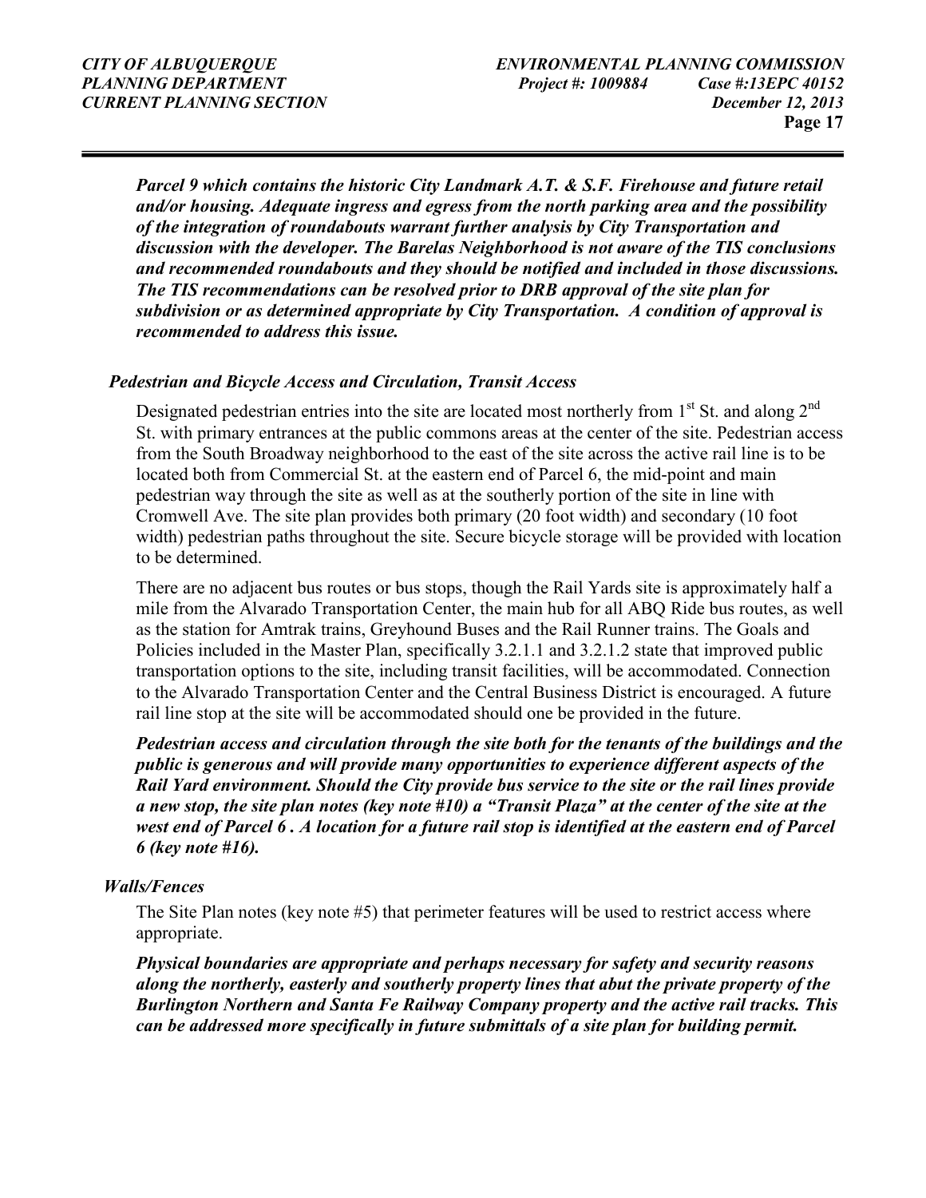***Parcel 9 which contains the historic City Landmark A.T. & S.F. Firehouse and future retail and/or housing. Adequate ingress and egress from the north parking area and the possibility of the integration of roundabouts warrant further analysis by City Transportation and discussion with the developer. The Barelas Neighborhood is not aware of the TIS conclusions and recommended roundabouts and they should be notified and included in those discussions. The TIS recommendations can be resolved prior to DRB approval of the site plan for subdivision or as determined appropriate by City Transportation. A condition of approval is recommended to address this issue.***

***Pedestrian and Bicycle Access and Circulation, Transit Access***

Designated pedestrian entries into the site are located most northerly from 1st St. and along 2nd St. with primary entrances at the public commons areas at the center of the site. Pedestrian access from the South Broadway neighborhood to the east of the site across the active rail line is to be located both from Commercial St. at the eastern end of Parcel 6, the mid-point and main pedestrian way through the site as well as at the southerly portion of the site in line with Cromwell Ave. The site plan provides both primary (20 foot width) and secondary (10 foot width) pedestrian paths throughout the site. Secure bicycle storage will be provided with location to be determined.

There are no adjacent bus routes or bus stops, though the Rail Yards site is approximately half a mile from the Alvarado Transportation Center, the main hub for all ABQ Ride bus routes, as well as the station for Amtrak trains, Greyhound Buses and the Rail Runner trains. The Goals and Policies included in the Master Plan, specifically 3.2.1.1 and 3.2.1.2 state that improved public transportation options to the site, including transit facilities, will be accommodated. Connection to the Alvarado Transportation Center and the Central Business District is encouraged. A future rail line stop at the site will be accommodated should one be provided in the future.

***Pedestrian access and circulation through the site both for the tenants of the buildings and the public is generous and will provide many opportunities to experience different aspects of the Rail Yard environment. Should the City provide bus service to the site or the rail lines provide a new stop, the site plan notes (key note #10) a "Transit Plaza" at the center of the site at the west end of Parcel 6 . A location for a future rail stop is identified at the eastern end of Parcel 6 (key note #16).***

***Walls/Fences***

The Site Plan notes (key note #5) that perimeter features will be used to restrict access where appropriate.

***Physical boundaries are appropriate and perhaps necessary for safety and security reasons along the northerly, easterly and southerly property lines that abut the private property of the Burlington Northern and Santa Fe Railway Company property and the active rail tracks. This can be addressed more specifically in future submittals of a site plan for building permit.***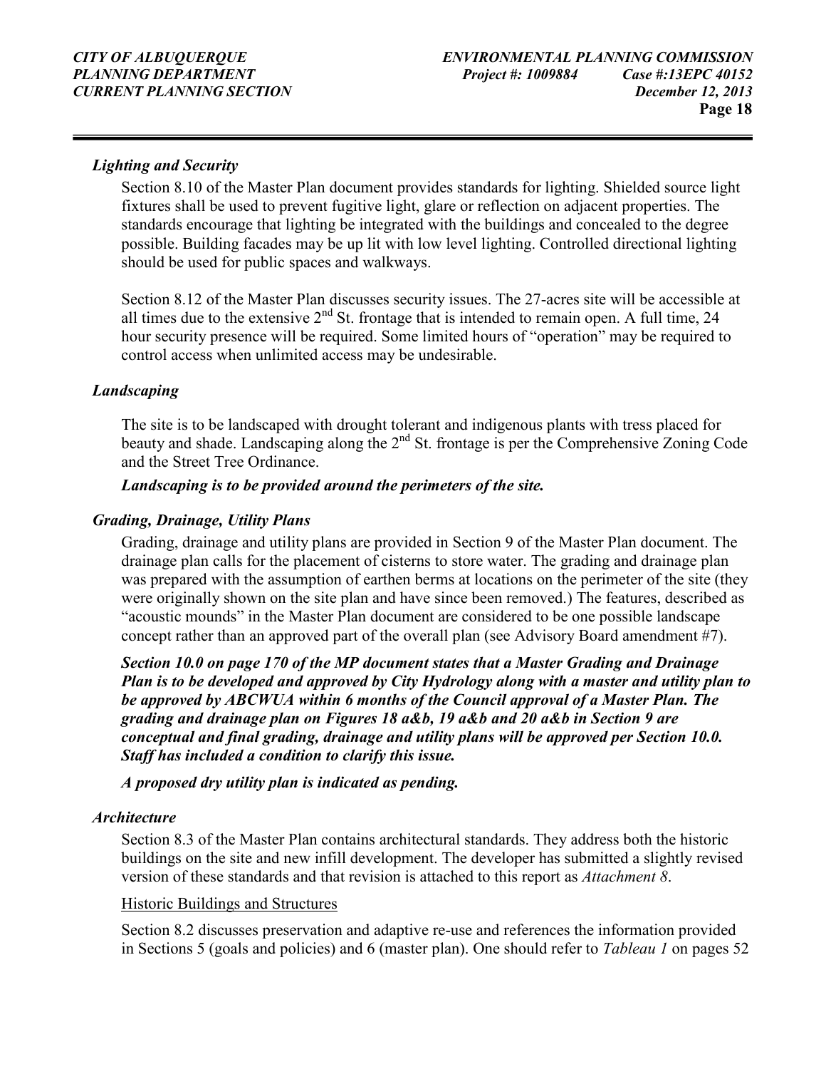### *Lighting and Security*

Section 8.10 of the Master Plan document provides standards for lighting. Shielded source light fixtures shall be used to prevent fugitive light, glare or reflection on adjacent properties. The standards encourage that lighting be integrated with the buildings and concealed to the degree possible. Building facades may be up lit with low level lighting. Controlled directional lighting should be used for public spaces and walkways.

Section 8.12 of the Master Plan discusses security issues. The 27-acres site will be accessible at all times due to the extensive 2nd St. frontage that is intended to remain open. A full time, 24 hour security presence will be required. Some limited hours of "operation" may be required to control access when unlimited access may be undesirable.

### *Landscaping*

The site is to be landscaped with drought tolerant and indigenous plants with tress placed for beauty and shade. Landscaping along the 2nd St. frontage is per the Comprehensive Zoning Code and the Street Tree Ordinance.

***Landscaping is to be provided around the perimeters of the site.***

### *Grading, Drainage, Utility Plans*

Grading, drainage and utility plans are provided in Section 9 of the Master Plan document. The drainage plan calls for the placement of cisterns to store water. The grading and drainage plan was prepared with the assumption of earthen berms at locations on the perimeter of the site (they were originally shown on the site plan and have since been removed.) The features, described as "acoustic mounds" in the Master Plan document are considered to be one possible landscape concept rather than an approved part of the overall plan (see Advisory Board amendment #7).

***Section 10.0 on page 170 of the MP document states that a Master Grading and Drainage Plan is to be developed and approved by City Hydrology along with a master and utility plan to be approved by ABCWUA within 6 months of the Council approval of a Master Plan. The grading and drainage plan on Figures 18 a&b, 19 a&b and 20 a&b in Section 9 are conceptual and final grading, drainage and utility plans will be approved per Section 10.0. Staff has included a condition to clarify this issue.***

***A proposed dry utility plan is indicated as pending.***

### *Architecture*

Section 8.3 of the Master Plan contains architectural standards. They address both the historic buildings on the site and new infill development. The developer has submitted a slightly revised version of these standards and that revision is attached to this report as *Attachment 8*.

Historic Buildings and Structures

Section 8.2 discusses preservation and adaptive re-use and references the information provided in Sections 5 (goals and policies) and 6 (master plan). One should refer to *Tableau 1* on pages 52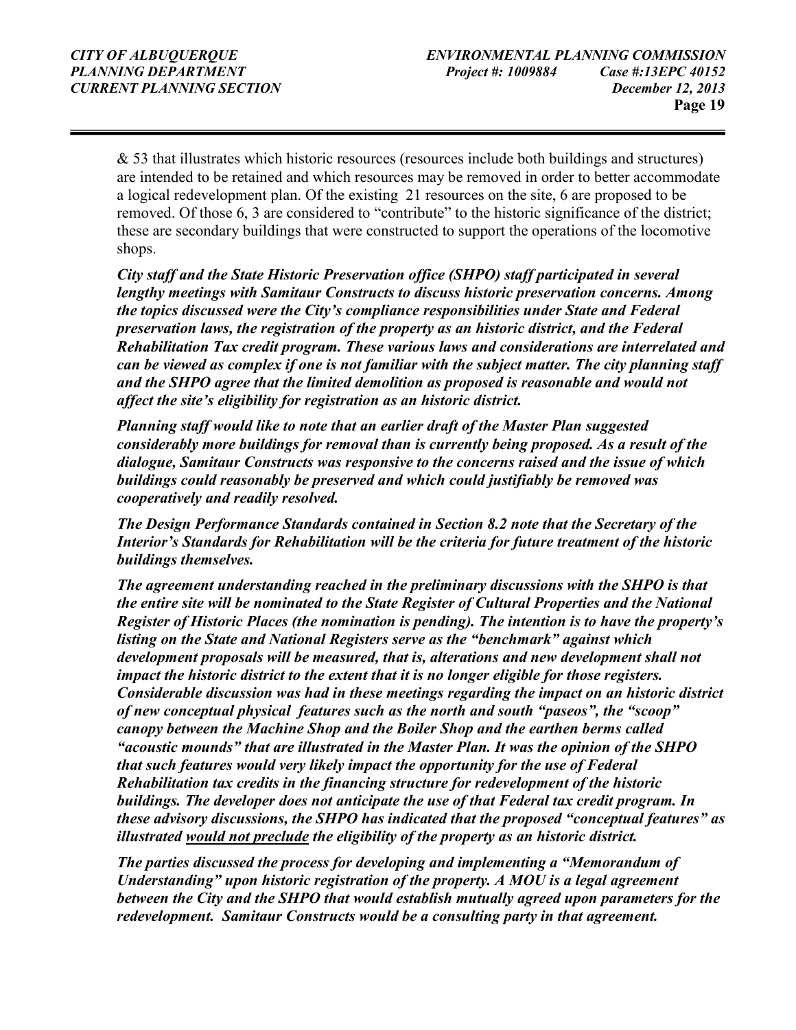& 53 that illustrates which historic resources (resources include both buildings and structures) are intended to be retained and which resources may be removed in order to better accommodate a logical redevelopment plan. Of the existing 21 resources on the site, 6 are proposed to be removed. Of those 6, 3 are considered to "contribute" to the historic significance of the district; these are secondary buildings that were constructed to support the operations of the locomotive shops.

***City staff and the State Historic Preservation office (SHPO) staff participated in several lengthy meetings with Samitaur Constructs to discuss historic preservation concerns. Among the topics discussed were the City's compliance responsibilities under State and Federal preservation laws, the registration of the property as an historic district, and the Federal Rehabilitation Tax credit program. These various laws and considerations are interrelated and can be viewed as complex if one is not familiar with the subject matter. The city planning staff and the SHPO agree that the limited demolition as proposed is reasonable and would not affect the site's eligibility for registration as an historic district.***

***Planning staff would like to note that an earlier draft of the Master Plan suggested considerably more buildings for removal than is currently being proposed. As a result of the dialogue, Samitaur Constructs was responsive to the concerns raised and the issue of which buildings could reasonably be preserved and which could justifiably be removed was cooperatively and readily resolved.***

***The Design Performance Standards contained in Section 8.2 note that the Secretary of the Interior's Standards for Rehabilitation will be the criteria for future treatment of the historic buildings themselves.***

***The agreement understanding reached in the preliminary discussions with the SHPO is that the entire site will be nominated to the State Register of Cultural Properties and the National Register of Historic Places (the nomination is pending). The intention is to have the property's listing on the State and National Registers serve as the "benchmark" against which development proposals will be measured, that is, alterations and new development shall not impact the historic district to the extent that it is no longer eligible for those registers. Considerable discussion was had in these meetings regarding the impact on an historic district of new conceptual physical features such as the north and south "paseos", the "scoop" canopy between the Machine Shop and the Boiler Shop and the earthen berms called "acoustic mounds" that are illustrated in the Master Plan. It was the opinion of the SHPO that such features would very likely impact the opportunity for the use of Federal Rehabilitation tax credits in the financing structure for redevelopment of the historic buildings. The developer does not anticipate the use of that Federal tax credit program. In these advisory discussions, the SHPO has indicated that the proposed "conceptual features" as illustrated <u>would not preclude</u> the eligibility of the property as an historic district.***

***The parties discussed the process for developing and implementing a "Memorandum of Understanding" upon historic registration of the property. A MOU is a legal agreement between the City and the SHPO that would establish mutually agreed upon parameters for the redevelopment. Samitaur Constructs would be a consulting party in that agreement.***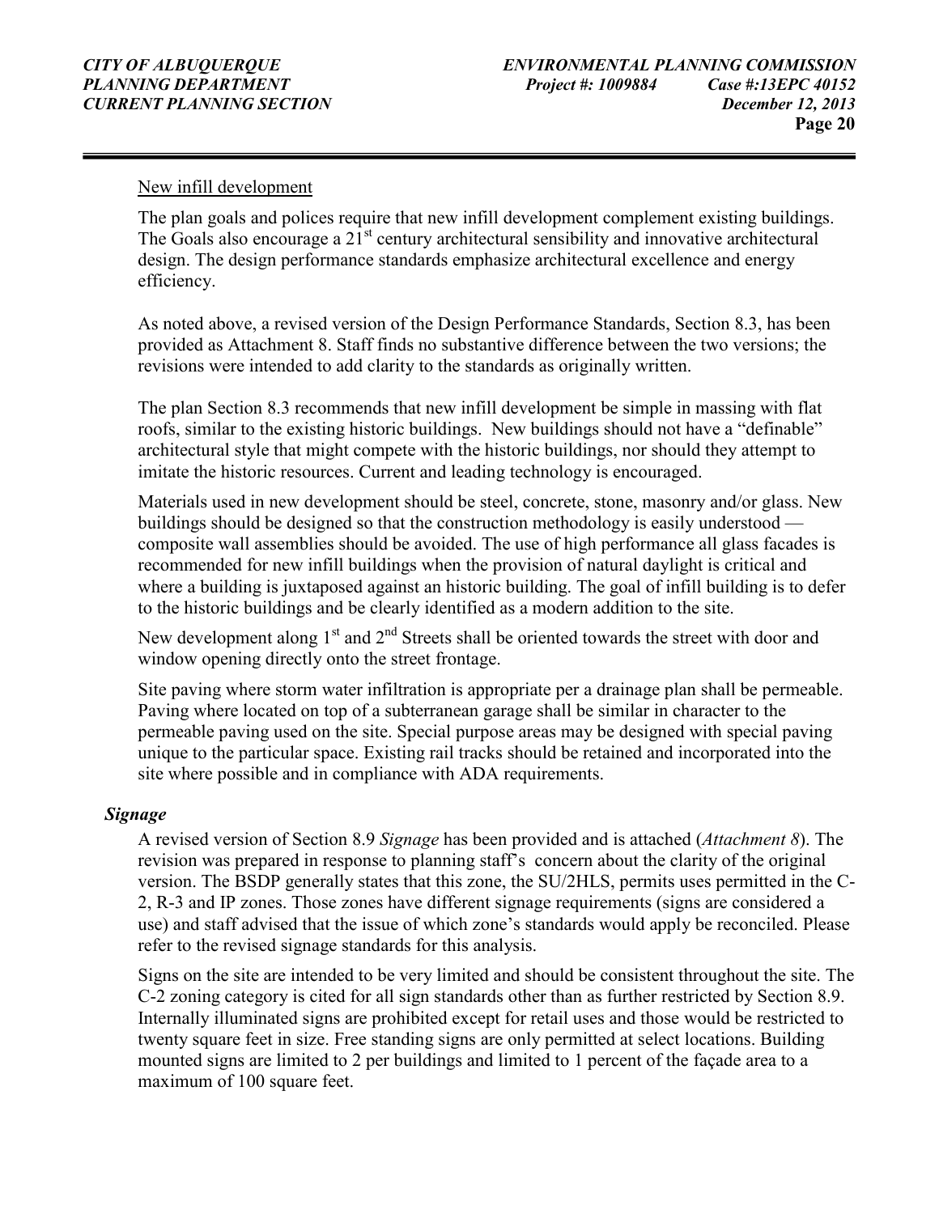New infill development

The plan goals and polices require that new infill development complement existing buildings. The Goals also encourage a 21st century architectural sensibility and innovative architectural design. The design performance standards emphasize architectural excellence and energy efficiency.

As noted above, a revised version of the Design Performance Standards, Section 8.3, has been provided as Attachment 8. Staff finds no substantive difference between the two versions; the revisions were intended to add clarity to the standards as originally written.

The plan Section 8.3 recommends that new infill development be simple in massing with flat roofs, similar to the existing historic buildings. New buildings should not have a "definable" architectural style that might compete with the historic buildings, nor should they attempt to imitate the historic resources. Current and leading technology is encouraged.

Materials used in new development should be steel, concrete, stone, masonry and/or glass. New buildings should be designed so that the construction methodology is easily understood — composite wall assemblies should be avoided. The use of high performance all glass facades is recommended for new infill buildings when the provision of natural daylight is critical and where a building is juxtaposed against an historic building. The goal of infill building is to defer to the historic buildings and be clearly identified as a modern addition to the site.

New development along 1st and 2nd Streets shall be oriented towards the street with door and window opening directly onto the street frontage.

Site paving where storm water infiltration is appropriate per a drainage plan shall be permeable. Paving where located on top of a subterranean garage shall be similar in character to the permeable paving used on the site. Special purpose areas may be designed with special paving unique to the particular space. Existing rail tracks should be retained and incorporated into the site where possible and in compliance with ADA requirements.

### *Signage*

A revised version of Section 8.9 *Signage* has been provided and is attached (*Attachment 8*). The revision was prepared in response to planning staff's concern about the clarity of the original version. The BSDP generally states that this zone, the SU/2HLS, permits uses permitted in the C-2, R-3 and IP zones. Those zones have different signage requirements (signs are considered a use) and staff advised that the issue of which zone's standards would apply be reconciled. Please refer to the revised signage standards for this analysis.

Signs on the site are intended to be very limited and should be consistent throughout the site. The C-2 zoning category is cited for all sign standards other than as further restricted by Section 8.9. Internally illuminated signs are prohibited except for retail uses and those would be restricted to twenty square feet in size. Free standing signs are only permitted at select locations. Building mounted signs are limited to 2 per buildings and limited to 1 percent of the façade area to a maximum of 100 square feet.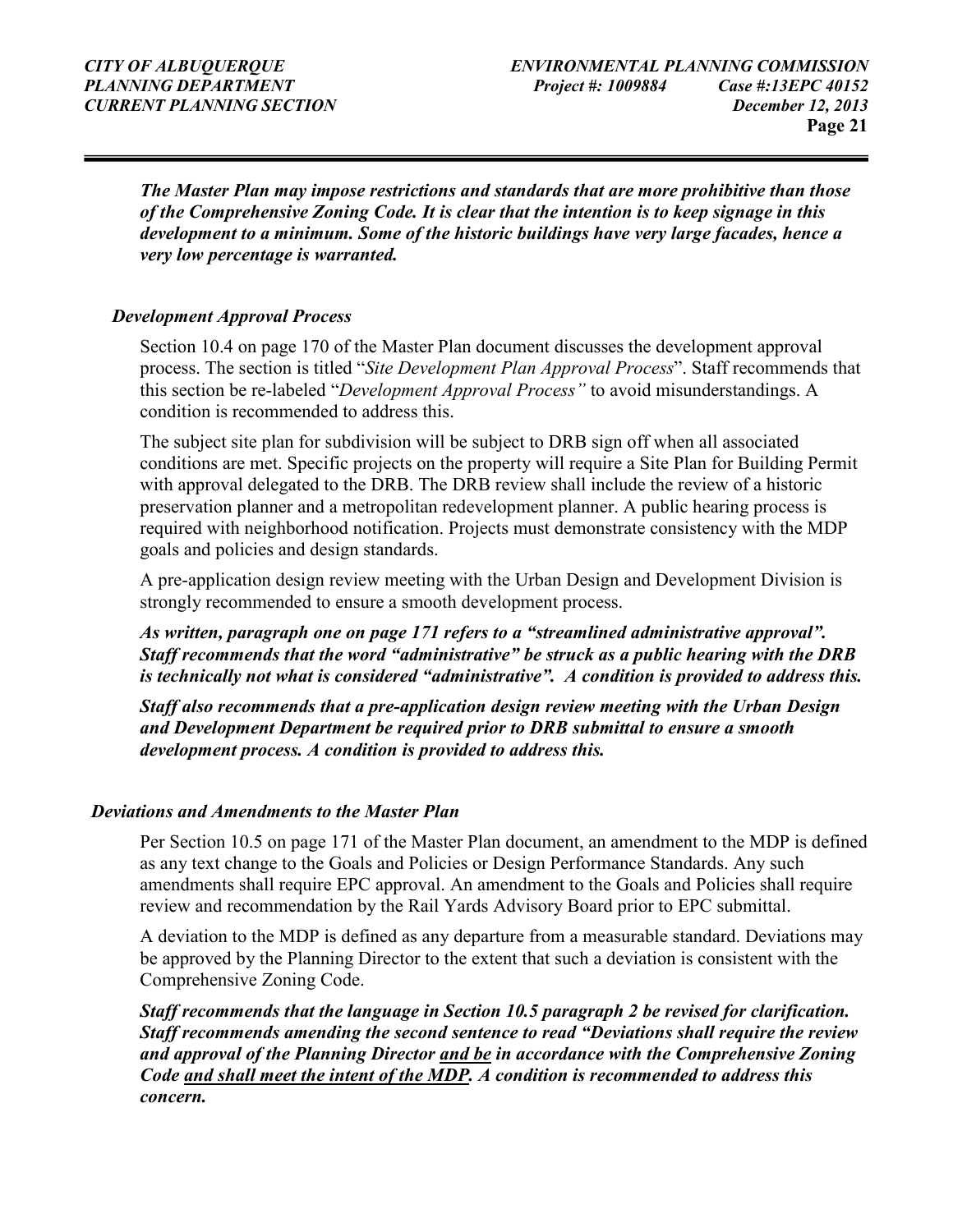***The Master Plan may impose restrictions and standards that are more prohibitive than those of the Comprehensive Zoning Code. It is clear that the intention is to keep signage in this development to a minimum. Some of the historic buildings have very large facades, hence a very low percentage is warranted.***

### *Development Approval Process*

Section 10.4 on page 170 of the Master Plan document discusses the development approval process. The section is titled "*Site Development Plan Approval Process*". Staff recommends that this section be re-labeled "*Development Approval Process"* to avoid misunderstandings. A condition is recommended to address this.

The subject site plan for subdivision will be subject to DRB sign off when all associated conditions are met. Specific projects on the property will require a Site Plan for Building Permit with approval delegated to the DRB. The DRB review shall include the review of a historic preservation planner and a metropolitan redevelopment planner. A public hearing process is required with neighborhood notification. Projects must demonstrate consistency with the MDP goals and policies and design standards.

A pre-application design review meeting with the Urban Design and Development Division is strongly recommended to ensure a smooth development process.

***As written, paragraph one on page 171 refers to a "streamlined administrative approval". Staff recommends that the word "administrative" be struck as a public hearing with the DRB is technically not what is considered "administrative". A condition is provided to address this.***

***Staff also recommends that a pre-application design review meeting with the Urban Design and Development Department be required prior to DRB submittal to ensure a smooth development process. A condition is provided to address this.***

### *Deviations and Amendments to the Master Plan*

Per Section 10.5 on page 171 of the Master Plan document, an amendment to the MDP is defined as any text change to the Goals and Policies or Design Performance Standards. Any such amendments shall require EPC approval. An amendment to the Goals and Policies shall require review and recommendation by the Rail Yards Advisory Board prior to EPC submittal.

A deviation to the MDP is defined as any departure from a measurable standard. Deviations may be approved by the Planning Director to the extent that such a deviation is consistent with the Comprehensive Zoning Code.

***Staff recommends that the language in Section 10.5 paragraph 2 be revised for clarification. Staff recommends amending the second sentence to read "Deviations shall require the review and approval of the Planning Director <u>and be</u> in accordance with the Comprehensive Zoning Code <u>and shall meet the intent of the MDP</u>. A condition is recommended to address this concern.***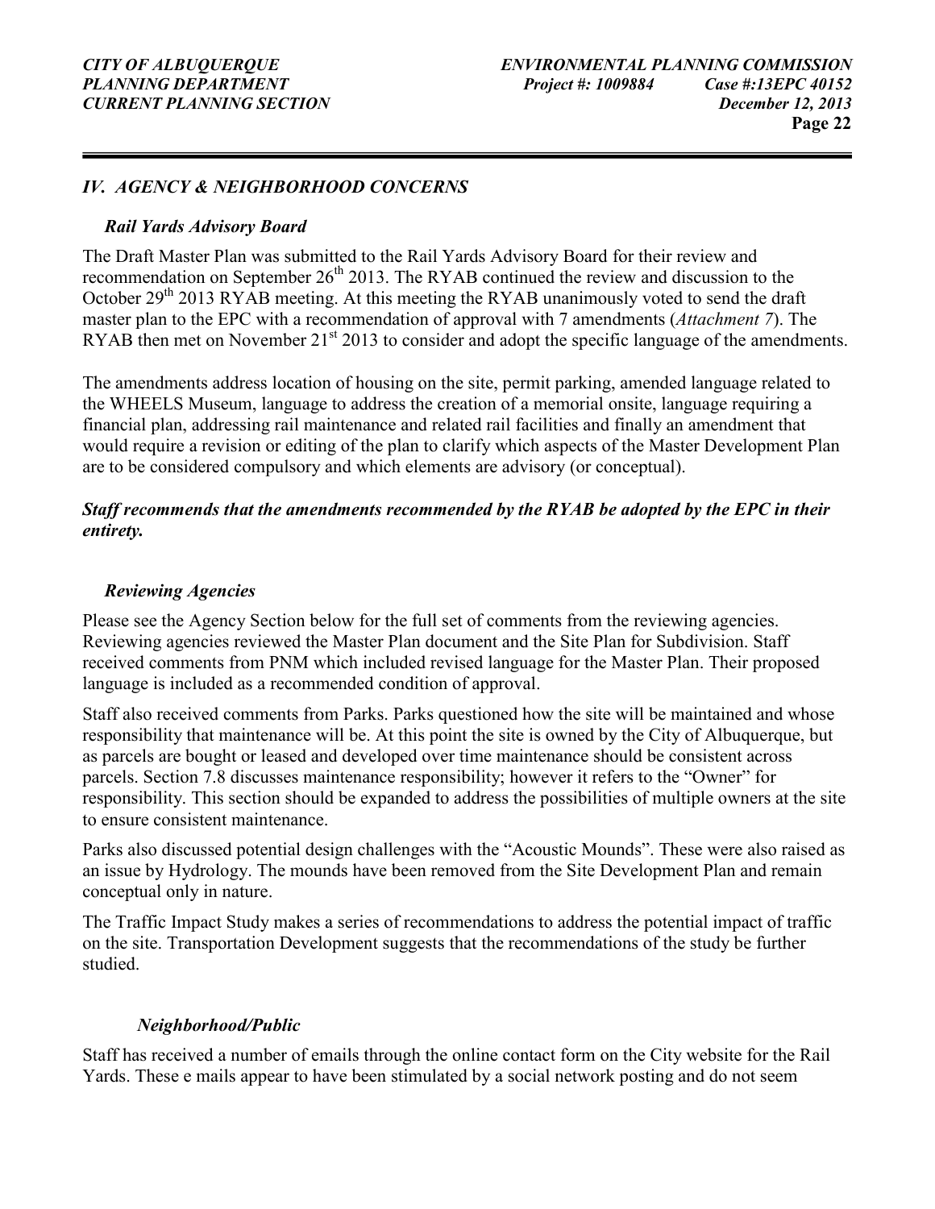## *IV. AGENCY & NEIGHBORHOOD CONCERNS*

### *Rail Yards Advisory Board*

The Draft Master Plan was submitted to the Rail Yards Advisory Board for their review and recommendation on September 26th 2013. The RYAB continued the review and discussion to the October 29th 2013 RYAB meeting. At this meeting the RYAB unanimously voted to send the draft master plan to the EPC with a recommendation of approval with 7 amendments (*Attachment 7*). The RYAB then met on November 21st 2013 to consider and adopt the specific language of the amendments.

The amendments address location of housing on the site, permit parking, amended language related to the WHEELS Museum, language to address the creation of a memorial onsite, language requiring a financial plan, addressing rail maintenance and related rail facilities and finally an amendment that would require a revision or editing of the plan to clarify which aspects of the Master Development Plan are to be considered compulsory and which elements are advisory (or conceptual).

***Staff recommends that the amendments recommended by the RYAB be adopted by the EPC in their entirety.***

### *Reviewing Agencies*

Please see the Agency Section below for the full set of comments from the reviewing agencies. Reviewing agencies reviewed the Master Plan document and the Site Plan for Subdivision. Staff received comments from PNM which included revised language for the Master Plan. Their proposed language is included as a recommended condition of approval.

Staff also received comments from Parks. Parks questioned how the site will be maintained and whose responsibility that maintenance will be. At this point the site is owned by the City of Albuquerque, but as parcels are bought or leased and developed over time maintenance should be consistent across parcels. Section 7.8 discusses maintenance responsibility; however it refers to the "Owner" for responsibility. This section should be expanded to address the possibilities of multiple owners at the site to ensure consistent maintenance.

Parks also discussed potential design challenges with the "Acoustic Mounds". These were also raised as an issue by Hydrology. The mounds have been removed from the Site Development Plan and remain conceptual only in nature.

The Traffic Impact Study makes a series of recommendations to address the potential impact of traffic on the site. Transportation Development suggests that the recommendations of the study be further studied.

### *Neighborhood/Public*

Staff has received a number of emails through the online contact form on the City website for the Rail Yards. These e mails appear to have been stimulated by a social network posting and do not seem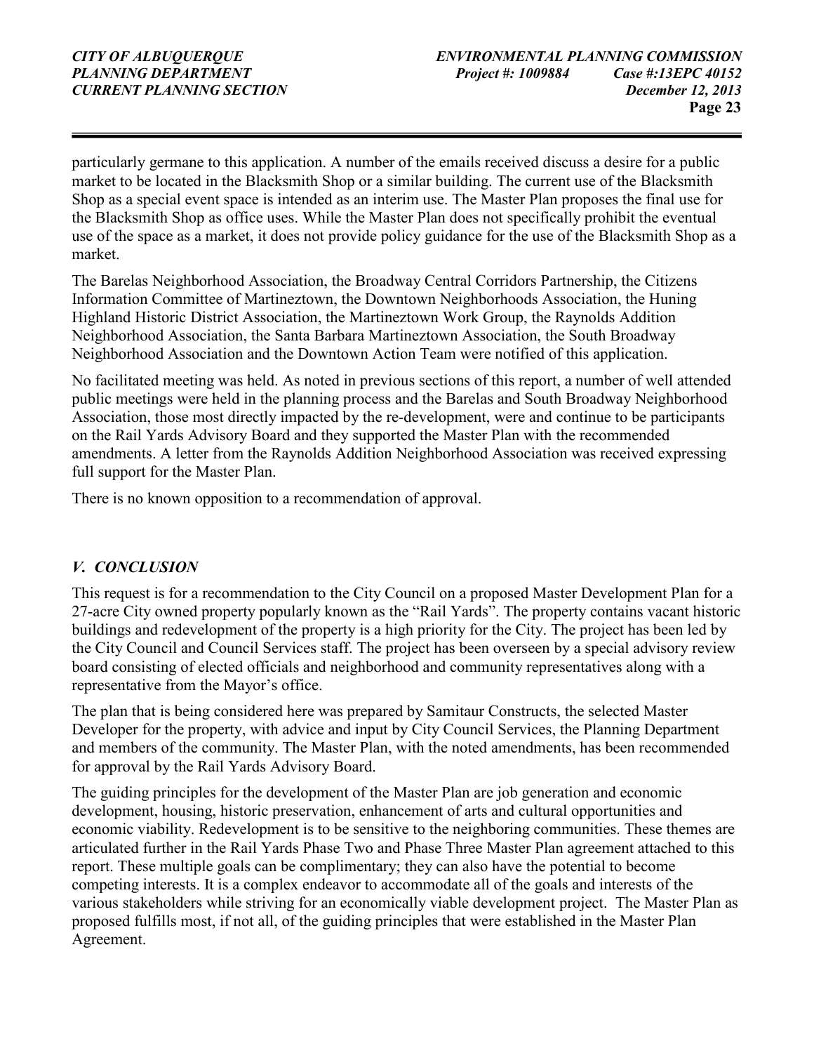particularly germane to this application. A number of the emails received discuss a desire for a public market to be located in the Blacksmith Shop or a similar building. The current use of the Blacksmith Shop as a special event space is intended as an interim use. The Master Plan proposes the final use for the Blacksmith Shop as office uses. While the Master Plan does not specifically prohibit the eventual use of the space as a market, it does not provide policy guidance for the use of the Blacksmith Shop as a market.

The Barelas Neighborhood Association, the Broadway Central Corridors Partnership, the Citizens Information Committee of Martineztown, the Downtown Neighborhoods Association, the Huning Highland Historic District Association, the Martineztown Work Group, the Raynolds Addition Neighborhood Association, the Santa Barbara Martineztown Association, the South Broadway Neighborhood Association and the Downtown Action Team were notified of this application.

No facilitated meeting was held. As noted in previous sections of this report, a number of well attended public meetings were held in the planning process and the Barelas and South Broadway Neighborhood Association, those most directly impacted by the re-development, were and continue to be participants on the Rail Yards Advisory Board and they supported the Master Plan with the recommended amendments. A letter from the Raynolds Addition Neighborhood Association was received expressing full support for the Master Plan.

There is no known opposition to a recommendation of approval.

## *V. CONCLUSION*

This request is for a recommendation to the City Council on a proposed Master Development Plan for a 27-acre City owned property popularly known as the "Rail Yards". The property contains vacant historic buildings and redevelopment of the property is a high priority for the City. The project has been led by the City Council and Council Services staff. The project has been overseen by a special advisory review board consisting of elected officials and neighborhood and community representatives along with a representative from the Mayor's office.

The plan that is being considered here was prepared by Samitaur Constructs, the selected Master Developer for the property, with advice and input by City Council Services, the Planning Department and members of the community. The Master Plan, with the noted amendments, has been recommended for approval by the Rail Yards Advisory Board.

The guiding principles for the development of the Master Plan are job generation and economic development, housing, historic preservation, enhancement of arts and cultural opportunities and economic viability. Redevelopment is to be sensitive to the neighboring communities. These themes are articulated further in the Rail Yards Phase Two and Phase Three Master Plan agreement attached to this report. These multiple goals can be complimentary; they can also have the potential to become competing interests. It is a complex endeavor to accommodate all of the goals and interests of the various stakeholders while striving for an economically viable development project. The Master Plan as proposed fulfills most, if not all, of the guiding principles that were established in the Master Plan Agreement.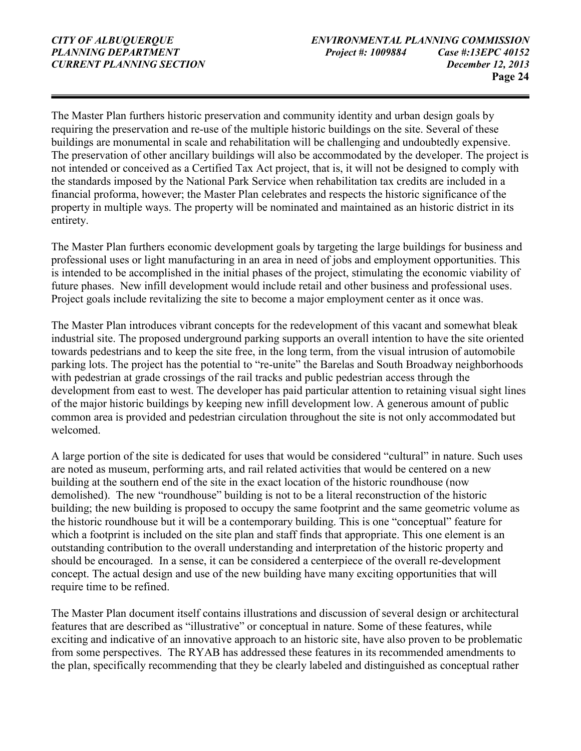The Master Plan furthers historic preservation and community identity and urban design goals by requiring the preservation and re-use of the multiple historic buildings on the site. Several of these buildings are monumental in scale and rehabilitation will be challenging and undoubtedly expensive. The preservation of other ancillary buildings will also be accommodated by the developer. The project is not intended or conceived as a Certified Tax Act project, that is, it will not be designed to comply with the standards imposed by the National Park Service when rehabilitation tax credits are included in a financial proforma, however; the Master Plan celebrates and respects the historic significance of the property in multiple ways. The property will be nominated and maintained as an historic district in its entirety.

The Master Plan furthers economic development goals by targeting the large buildings for business and professional uses or light manufacturing in an area in need of jobs and employment opportunities. This is intended to be accomplished in the initial phases of the project, stimulating the economic viability of future phases. New infill development would include retail and other business and professional uses. Project goals include revitalizing the site to become a major employment center as it once was.

The Master Plan introduces vibrant concepts for the redevelopment of this vacant and somewhat bleak industrial site. The proposed underground parking supports an overall intention to have the site oriented towards pedestrians and to keep the site free, in the long term, from the visual intrusion of automobile parking lots. The project has the potential to "re-unite" the Barelas and South Broadway neighborhoods with pedestrian at grade crossings of the rail tracks and public pedestrian access through the development from east to west. The developer has paid particular attention to retaining visual sight lines of the major historic buildings by keeping new infill development low. A generous amount of public common area is provided and pedestrian circulation throughout the site is not only accommodated but welcomed.

A large portion of the site is dedicated for uses that would be considered "cultural" in nature. Such uses are noted as museum, performing arts, and rail related activities that would be centered on a new building at the southern end of the site in the exact location of the historic roundhouse (now demolished). The new "roundhouse" building is not to be a literal reconstruction of the historic building; the new building is proposed to occupy the same footprint and the same geometric volume as the historic roundhouse but it will be a contemporary building. This is one "conceptual" feature for which a footprint is included on the site plan and staff finds that appropriate. This one element is an outstanding contribution to the overall understanding and interpretation of the historic property and should be encouraged. In a sense, it can be considered a centerpiece of the overall re-development concept. The actual design and use of the new building have many exciting opportunities that will require time to be refined.

The Master Plan document itself contains illustrations and discussion of several design or architectural features that are described as "illustrative" or conceptual in nature. Some of these features, while exciting and indicative of an innovative approach to an historic site, have also proven to be problematic from some perspectives. The RYAB has addressed these features in its recommended amendments to the plan, specifically recommending that they be clearly labeled and distinguished as conceptual rather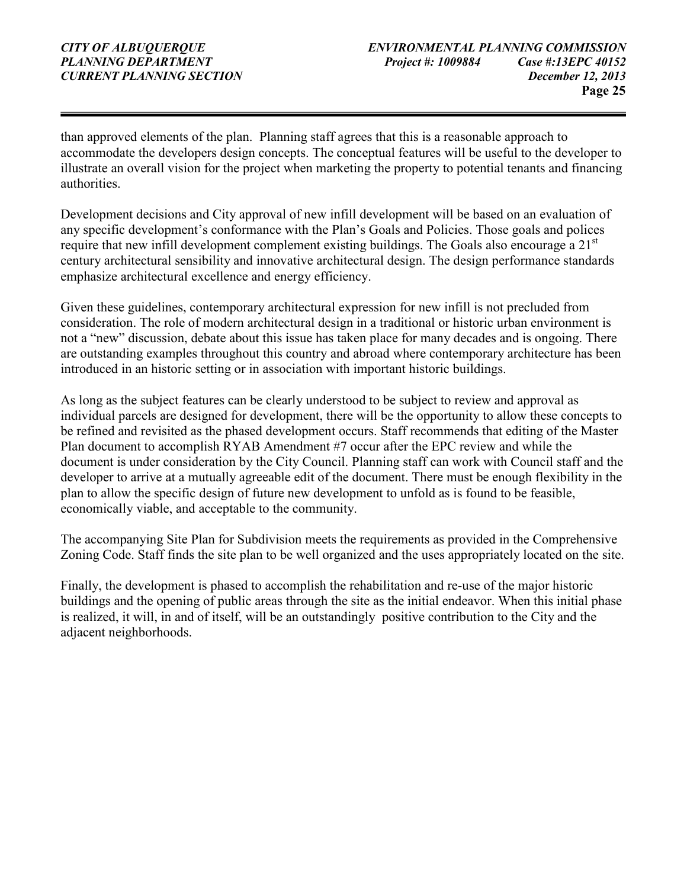than approved elements of the plan. Planning staff agrees that this is a reasonable approach to accommodate the developers design concepts. The conceptual features will be useful to the developer to illustrate an overall vision for the project when marketing the property to potential tenants and financing authorities.

Development decisions and City approval of new infill development will be based on an evaluation of any specific development's conformance with the Plan's Goals and Policies. Those goals and polices require that new infill development complement existing buildings. The Goals also encourage a 21st century architectural sensibility and innovative architectural design. The design performance standards emphasize architectural excellence and energy efficiency.

Given these guidelines, contemporary architectural expression for new infill is not precluded from consideration. The role of modern architectural design in a traditional or historic urban environment is not a "new" discussion, debate about this issue has taken place for many decades and is ongoing. There are outstanding examples throughout this country and abroad where contemporary architecture has been introduced in an historic setting or in association with important historic buildings.

As long as the subject features can be clearly understood to be subject to review and approval as individual parcels are designed for development, there will be the opportunity to allow these concepts to be refined and revisited as the phased development occurs. Staff recommends that editing of the Master Plan document to accomplish RYAB Amendment #7 occur after the EPC review and while the document is under consideration by the City Council. Planning staff can work with Council staff and the developer to arrive at a mutually agreeable edit of the document. There must be enough flexibility in the plan to allow the specific design of future new development to unfold as is found to be feasible, economically viable, and acceptable to the community.

The accompanying Site Plan for Subdivision meets the requirements as provided in the Comprehensive Zoning Code. Staff finds the site plan to be well organized and the uses appropriately located on the site.

Finally, the development is phased to accomplish the rehabilitation and re-use of the major historic buildings and the opening of public areas through the site as the initial endeavor. When this initial phase is realized, it will, in and of itself, will be an outstandingly positive contribution to the City and the adjacent neighborhoods.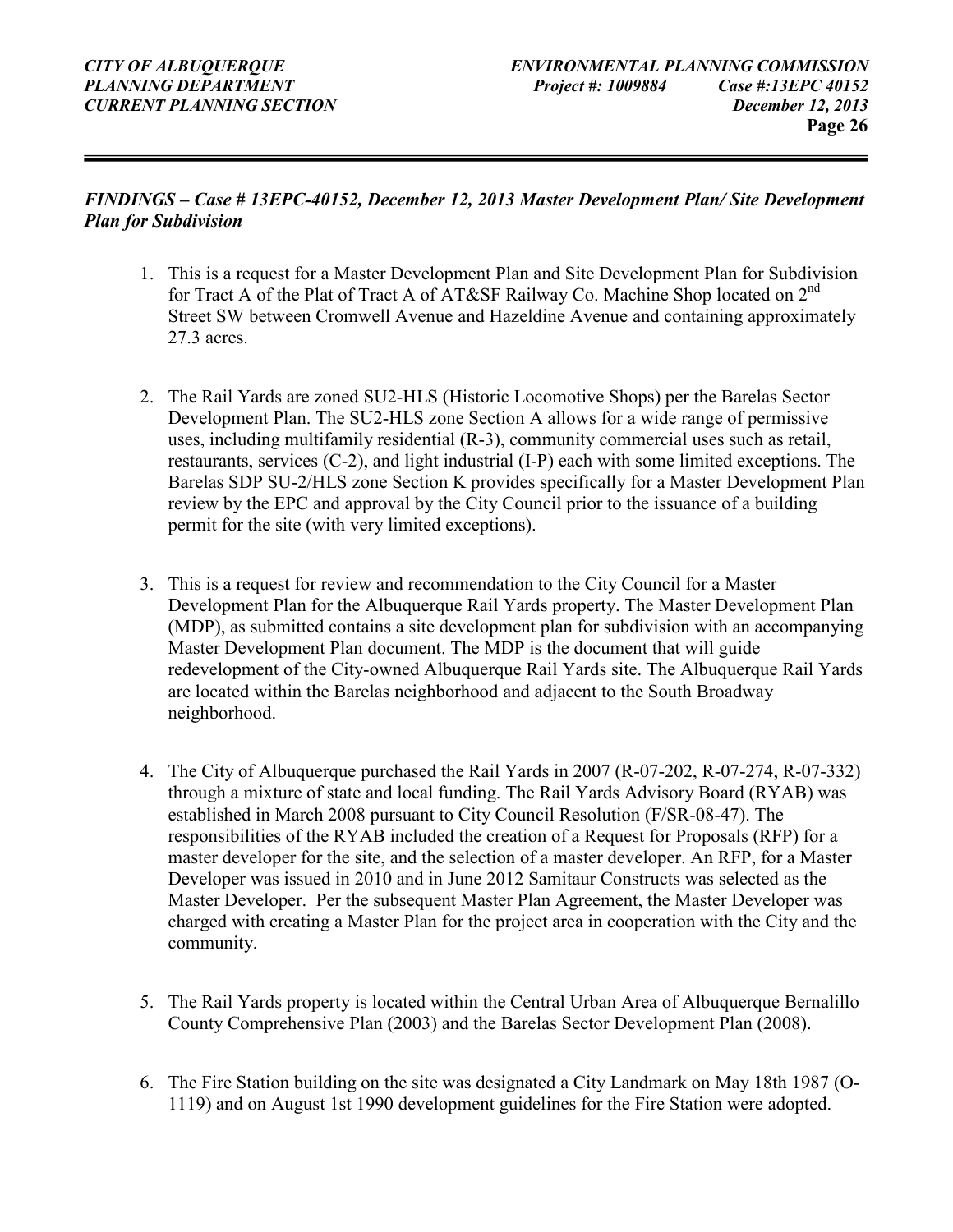*FINDINGS – Case # 13EPC-40152, December 12, 2013 Master Development Plan/ Site Development Plan for Subdivision*

1. This is a request for a Master Development Plan and Site Development Plan for Subdivision for Tract A of the Plat of Tract A of AT&SF Railway Co. Machine Shop located on 2nd Street SW between Cromwell Avenue and Hazeldine Avenue and containing approximately 27.3 acres.

2. The Rail Yards are zoned SU2-HLS (Historic Locomotive Shops) per the Barelas Sector Development Plan. The SU2-HLS zone Section A allows for a wide range of permissive uses, including multifamily residential (R-3), community commercial uses such as retail, restaurants, services (C-2), and light industrial (I-P) each with some limited exceptions. The Barelas SDP SU-2/HLS zone Section K provides specifically for a Master Development Plan review by the EPC and approval by the City Council prior to the issuance of a building permit for the site (with very limited exceptions).

3. This is a request for review and recommendation to the City Council for a Master Development Plan for the Albuquerque Rail Yards property. The Master Development Plan (MDP), as submitted contains a site development plan for subdivision with an accompanying Master Development Plan document. The MDP is the document that will guide redevelopment of the City-owned Albuquerque Rail Yards site. The Albuquerque Rail Yards are located within the Barelas neighborhood and adjacent to the South Broadway neighborhood.

4. The City of Albuquerque purchased the Rail Yards in 2007 (R-07-202, R-07-274, R-07-332) through a mixture of state and local funding. The Rail Yards Advisory Board (RYAB) was established in March 2008 pursuant to City Council Resolution (F/SR-08-47). The responsibilities of the RYAB included the creation of a Request for Proposals (RFP) for a master developer for the site, and the selection of a master developer. An RFP, for a Master Developer was issued in 2010 and in June 2012 Samitaur Constructs was selected as the Master Developer. Per the subsequent Master Plan Agreement, the Master Developer was charged with creating a Master Plan for the project area in cooperation with the City and the community.

5. The Rail Yards property is located within the Central Urban Area of Albuquerque Bernalillo County Comprehensive Plan (2003) and the Barelas Sector Development Plan (2008).

6. The Fire Station building on the site was designated a City Landmark on May 18th 1987 (O-1119) and on August 1st 1990 development guidelines for the Fire Station were adopted.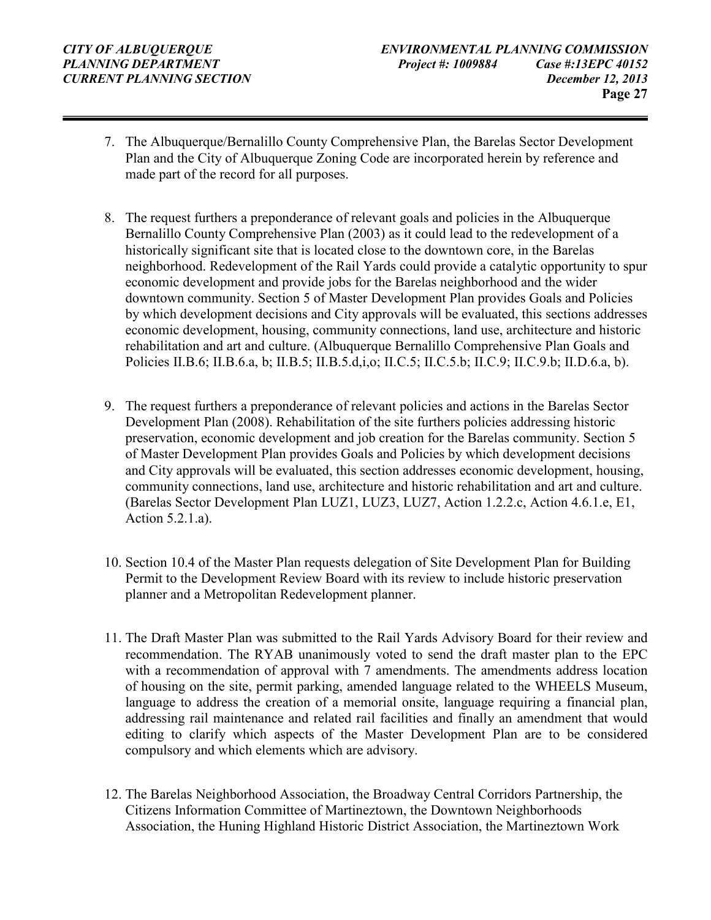7. The Albuquerque/Bernalillo County Comprehensive Plan, the Barelas Sector Development Plan and the City of Albuquerque Zoning Code are incorporated herein by reference and made part of the record for all purposes.

8. The request furthers a preponderance of relevant goals and policies in the Albuquerque Bernalillo County Comprehensive Plan (2003) as it could lead to the redevelopment of a historically significant site that is located close to the downtown core, in the Barelas neighborhood. Redevelopment of the Rail Yards could provide a catalytic opportunity to spur economic development and provide jobs for the Barelas neighborhood and the wider downtown community. Section 5 of Master Development Plan provides Goals and Policies by which development decisions and City approvals will be evaluated, this sections addresses economic development, housing, community connections, land use, architecture and historic rehabilitation and art and culture. (Albuquerque Bernalillo Comprehensive Plan Goals and Policies II.B.6; II.B.6.a, b; II.B.5; II.B.5.d,i,o; II.C.5; II.C.5.b; II.C.9; II.C.9.b; II.D.6.a, b).

9. The request furthers a preponderance of relevant policies and actions in the Barelas Sector Development Plan (2008). Rehabilitation of the site furthers policies addressing historic preservation, economic development and job creation for the Barelas community. Section 5 of Master Development Plan provides Goals and Policies by which development decisions and City approvals will be evaluated, this section addresses economic development, housing, community connections, land use, architecture and historic rehabilitation and art and culture. (Barelas Sector Development Plan LUZ1, LUZ3, LUZ7, Action 1.2.2.c, Action 4.6.1.e, E1, Action 5.2.1.a).

10. Section 10.4 of the Master Plan requests delegation of Site Development Plan for Building Permit to the Development Review Board with its review to include historic preservation planner and a Metropolitan Redevelopment planner.

11. The Draft Master Plan was submitted to the Rail Yards Advisory Board for their review and recommendation. The RYAB unanimously voted to send the draft master plan to the EPC with a recommendation of approval with 7 amendments. The amendments address location of housing on the site, permit parking, amended language related to the WHEELS Museum, language to address the creation of a memorial onsite, language requiring a financial plan, addressing rail maintenance and related rail facilities and finally an amendment that would editing to clarify which aspects of the Master Development Plan are to be considered compulsory and which elements which are advisory.

12. The Barelas Neighborhood Association, the Broadway Central Corridors Partnership, the Citizens Information Committee of Martineztown, the Downtown Neighborhoods Association, the Huning Highland Historic District Association, the Martineztown Work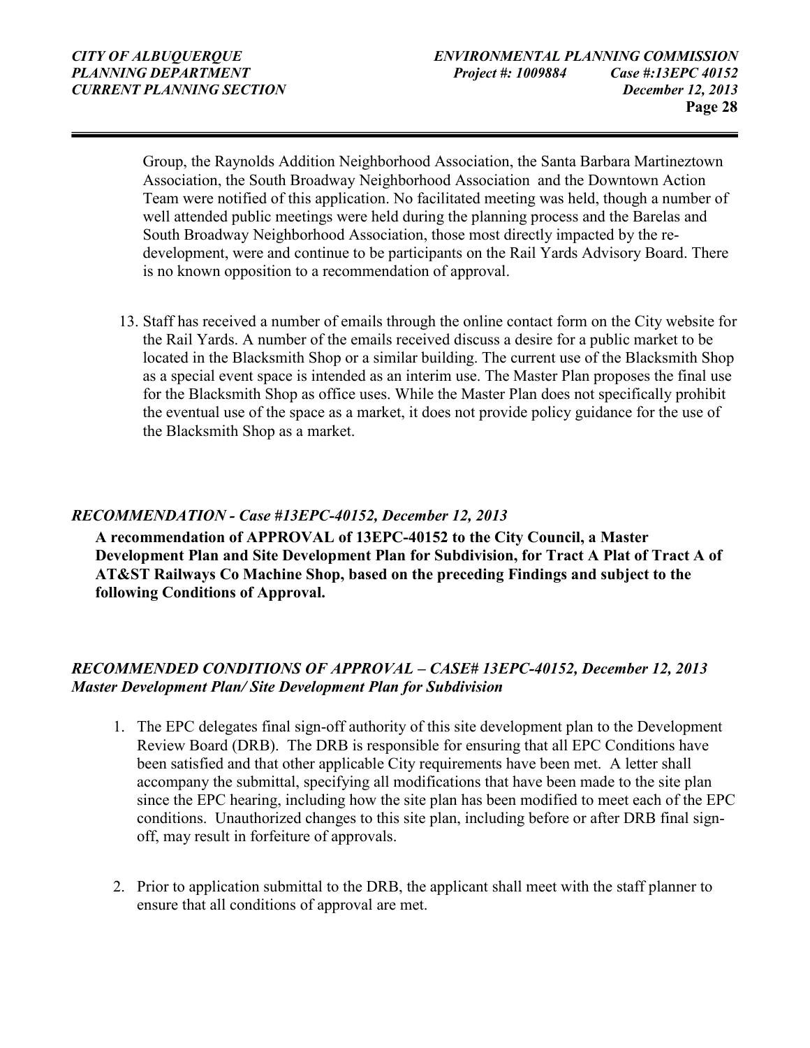Group, the Raynolds Addition Neighborhood Association, the Santa Barbara Martineztown Association, the South Broadway Neighborhood Association and the Downtown Action Team were notified of this application. No facilitated meeting was held, though a number of well attended public meetings were held during the planning process and the Barelas and South Broadway Neighborhood Association, those most directly impacted by the re-development, were and continue to be participants on the Rail Yards Advisory Board. There is no known opposition to a recommendation of approval.

13. Staff has received a number of emails through the online contact form on the City website for the Rail Yards. A number of the emails received discuss a desire for a public market to be located in the Blacksmith Shop or a similar building. The current use of the Blacksmith Shop as a special event space is intended as an interim use. The Master Plan proposes the final use for the Blacksmith Shop as office uses. While the Master Plan does not specifically prohibit the eventual use of the space as a market, it does not provide policy guidance for the use of the Blacksmith Shop as a market.

### *RECOMMENDATION - Case #13EPC-40152, December 12, 2013*

**A recommendation of APPROVAL of 13EPC-40152 to the City Council, a Master Development Plan and Site Development Plan for Subdivision, for Tract A Plat of Tract A of AT&ST Railways Co Machine Shop, based on the preceding Findings and subject to the following Conditions of Approval.**

### *RECOMMENDED CONDITIONS OF APPROVAL – CASE# 13EPC-40152, December 12, 2013*
### *Master Development Plan/ Site Development Plan for Subdivision*

1. The EPC delegates final sign-off authority of this site development plan to the Development Review Board (DRB). The DRB is responsible for ensuring that all EPC Conditions have been satisfied and that other applicable City requirements have been met. A letter shall accompany the submittal, specifying all modifications that have been made to the site plan since the EPC hearing, including how the site plan has been modified to meet each of the EPC conditions. Unauthorized changes to this site plan, including before or after DRB final sign-off, may result in forfeiture of approvals.

2. Prior to application submittal to the DRB, the applicant shall meet with the staff planner to ensure that all conditions of approval are met.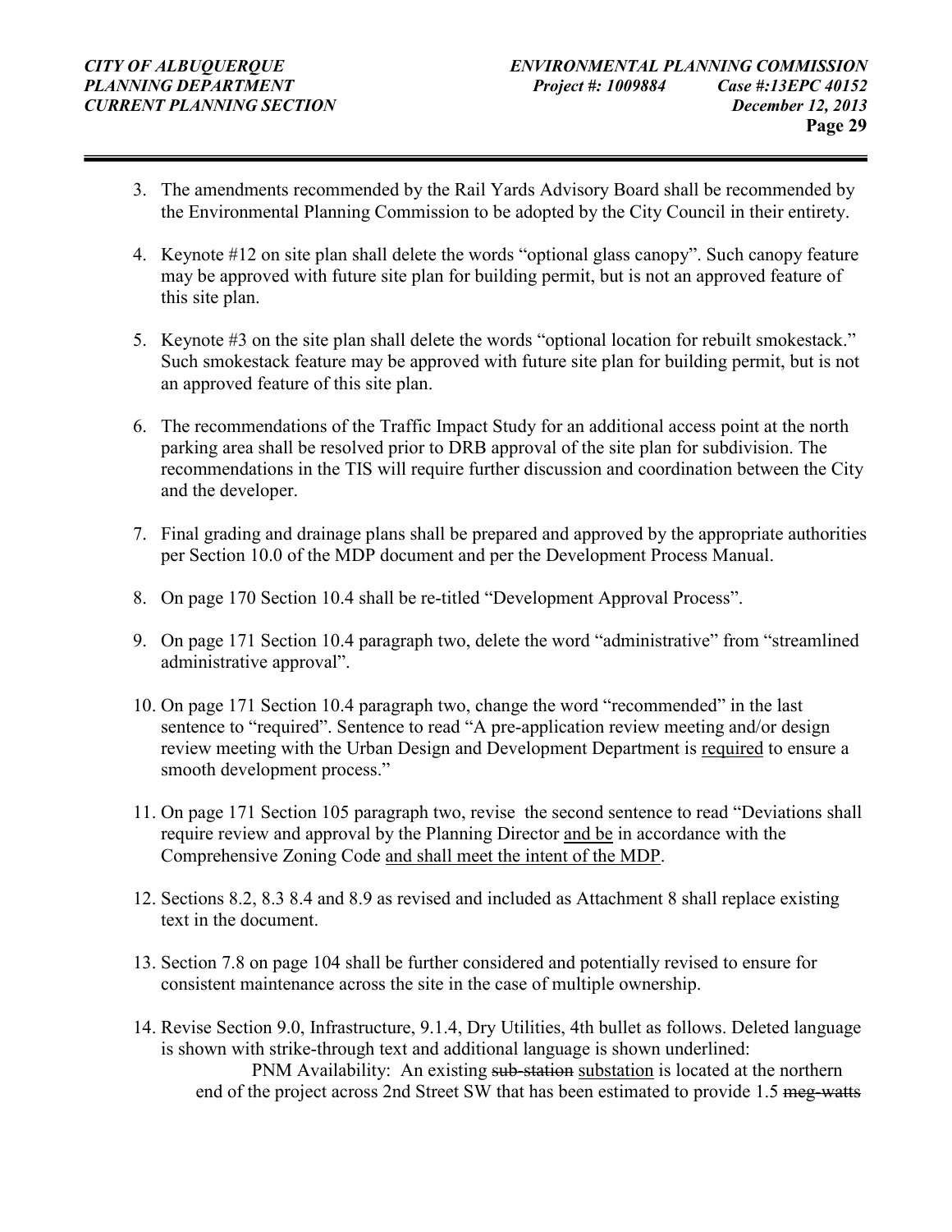3. The amendments recommended by the Rail Yards Advisory Board shall be recommended by the Environmental Planning Commission to be adopted by the City Council in their entirety.

4. Keynote #12 on site plan shall delete the words "optional glass canopy". Such canopy feature may be approved with future site plan for building permit, but is not an approved feature of this site plan.

5. Keynote #3 on the site plan shall delete the words "optional location for rebuilt smokestack." Such smokestack feature may be approved with future site plan for building permit, but is not an approved feature of this site plan.

6. The recommendations of the Traffic Impact Study for an additional access point at the north parking area shall be resolved prior to DRB approval of the site plan for subdivision. The recommendations in the TIS will require further discussion and coordination between the City and the developer.

7. Final grading and drainage plans shall be prepared and approved by the appropriate authorities per Section 10.0 of the MDP document and per the Development Process Manual.

8. On page 170 Section 10.4 shall be re-titled "Development Approval Process".

9. On page 171 Section 10.4 paragraph two, delete the word "administrative" from "streamlined administrative approval".

10. On page 171 Section 10.4 paragraph two, change the word "recommended" in the last sentence to "required". Sentence to read "A pre-application review meeting and/or design review meeting with the Urban Design and Development Department is <u>required</u> to ensure a smooth development process."

11. On page 171 Section 105 paragraph two, revise the second sentence to read "Deviations shall require review and approval by the Planning Director <u>and be</u> in accordance with the Comprehensive Zoning Code <u>and shall meet the intent of the MDP</u>.

12. Sections 8.2, 8.3 8.4 and 8.9 as revised and included as Attachment 8 shall replace existing text in the document.

13. Section 7.8 on page 104 shall be further considered and potentially revised to ensure for consistent maintenance across the site in the case of multiple ownership.

14. Revise Section 9.0, Infrastructure, 9.1.4, Dry Utilities, 4th bullet as follows. Deleted language is shown with strike-through text and additional language is shown underlined:

    PNM Availability: An existing ~~sub-station~~ <u>substation</u> is located at the northern end of the project across 2nd Street SW that has been estimated to provide 1.5 ~~meg-watts~~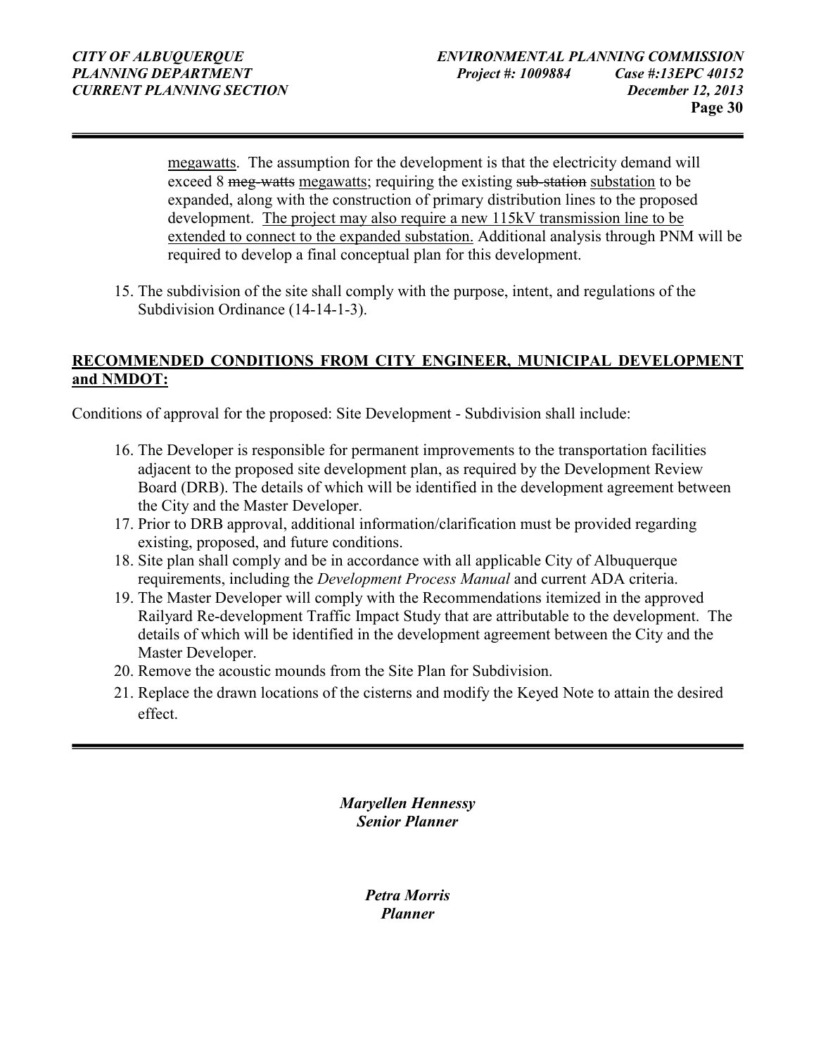megawatts. The assumption for the development is that the electricity demand will exceed 8 ~~meg-watts~~ megawatts; requiring the existing ~~sub-station~~ substation to be expanded, along with the construction of primary distribution lines to the proposed development. The project may also require a new 115kV transmission line to be extended to connect to the expanded substation. Additional analysis through PNM will be required to develop a final conceptual plan for this development.

15. The subdivision of the site shall comply with the purpose, intent, and regulations of the Subdivision Ordinance (14-14-1-3).

**RECOMMENDED CONDITIONS FROM CITY ENGINEER, MUNICIPAL DEVELOPMENT and NMDOT:**

Conditions of approval for the proposed: Site Development - Subdivision shall include:

16. The Developer is responsible for permanent improvements to the transportation facilities adjacent to the proposed site development plan, as required by the Development Review Board (DRB). The details of which will be identified in the development agreement between the City and the Master Developer.
17. Prior to DRB approval, additional information/clarification must be provided regarding existing, proposed, and future conditions.
18. Site plan shall comply and be in accordance with all applicable City of Albuquerque requirements, including the *Development Process Manual* and current ADA criteria.
19. The Master Developer will comply with the Recommendations itemized in the approved Railyard Re-development Traffic Impact Study that are attributable to the development. The details of which will be identified in the development agreement between the City and the Master Developer.
20. Remove the acoustic mounds from the Site Plan for Subdivision.
21. Replace the drawn locations of the cisterns and modify the Keyed Note to attain the desired effect.

***Maryellen Hennessy***
***Senior Planner***

***Petra Morris***
***Planner***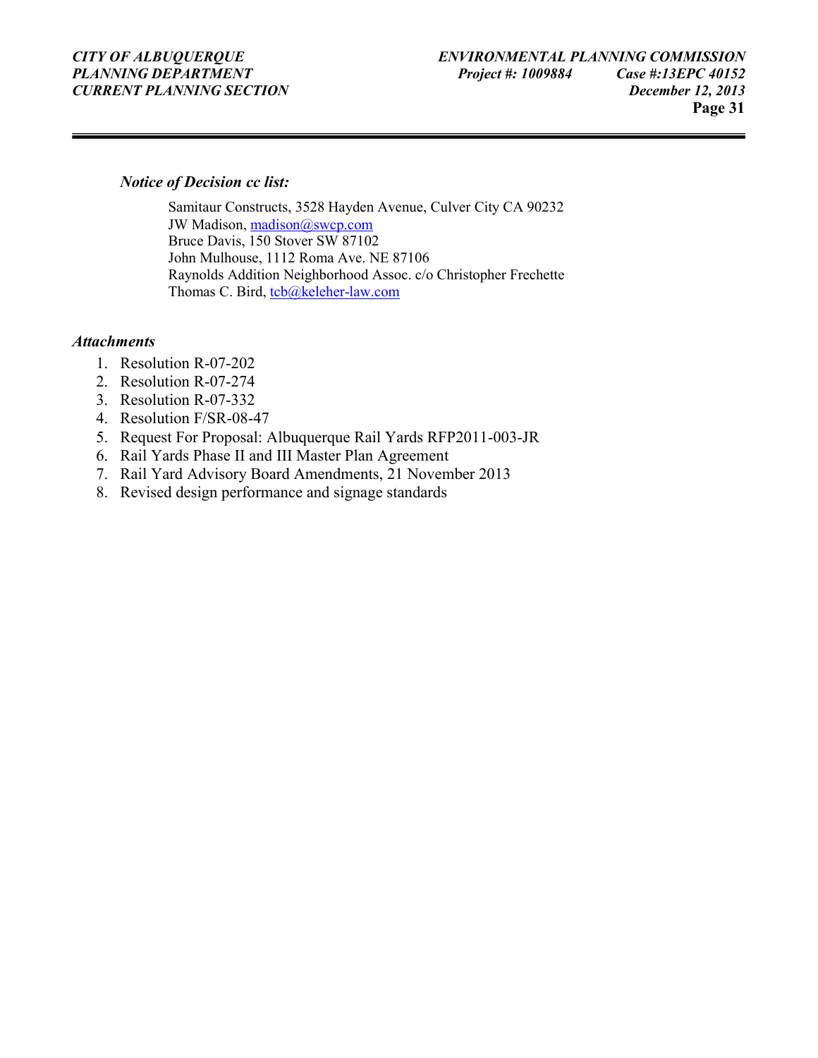*Notice of Decision cc list:*

Samitaur Constructs, 3528 Hayden Avenue, Culver City CA 90232
JW Madison, madison@swcp.com
Bruce Davis, 150 Stover SW 87102
John Mulhouse, 1112 Roma Ave. NE 87106
Raynolds Addition Neighborhood Assoc. c/o Christopher Frechette
Thomas C. Bird, tcb@keleher-law.com

*Attachments*

1. Resolution R-07-202
2. Resolution R-07-274
3. Resolution R-07-332
4. Resolution F/SR-08-47
5. Request For Proposal: Albuquerque Rail Yards RFP2011-003-JR
6. Rail Yards Phase II and III Master Plan Agreement
7. Rail Yard Advisory Board Amendments, 21 November 2013
8. Revised design performance and signage standards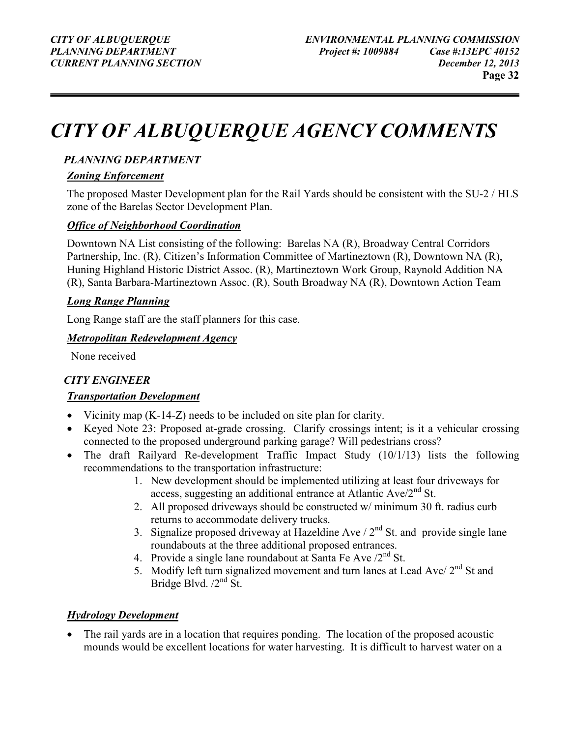# CITY OF ALBUQUERQUE AGENCY COMMENTS

## PLANNING DEPARTMENT

### Zoning Enforcement

The proposed Master Development plan for the Rail Yards should be consistent with the SU-2 / HLS zone of the Barelas Sector Development Plan.

### Office of Neighborhood Coordination

Downtown NA List consisting of the following: Barelas NA (R), Broadway Central Corridors Partnership, Inc. (R), Citizen's Information Committee of Martineztown (R), Downtown NA (R), Huning Highland Historic District Assoc. (R), Martineztown Work Group, Raynold Addition NA (R), Santa Barbara-Martineztown Assoc. (R), South Broadway NA (R), Downtown Action Team

### Long Range Planning

Long Range staff are the staff planners for this case.

### Metropolitan Redevelopment Agency

None received

## CITY ENGINEER

### Transportation Development

- Vicinity map (K-14-Z) needs to be included on site plan for clarity.
- Keyed Note 23: Proposed at-grade crossing. Clarify crossings intent; is it a vehicular crossing connected to the proposed underground parking garage? Will pedestrians cross?
- The draft Railyard Re-development Traffic Impact Study (10/1/13) lists the following recommendations to the transportation infrastructure:
  1. New development should be implemented utilizing at least four driveways for access, suggesting an additional entrance at Atlantic Ave/2nd St.
  2. All proposed driveways should be constructed w/ minimum 30 ft. radius curb returns to accommodate delivery trucks.
  3. Signalize proposed driveway at Hazeldine Ave / 2nd St. and provide single lane roundabouts at the three additional proposed entrances.
  4. Provide a single lane roundabout at Santa Fe Ave /2nd St.
  5. Modify left turn signalized movement and turn lanes at Lead Ave/ 2nd St and Bridge Blvd. /2nd St.

### Hydrology Development

- The rail yards are in a location that requires ponding. The location of the proposed acoustic mounds would be excellent locations for water harvesting. It is difficult to harvest water on a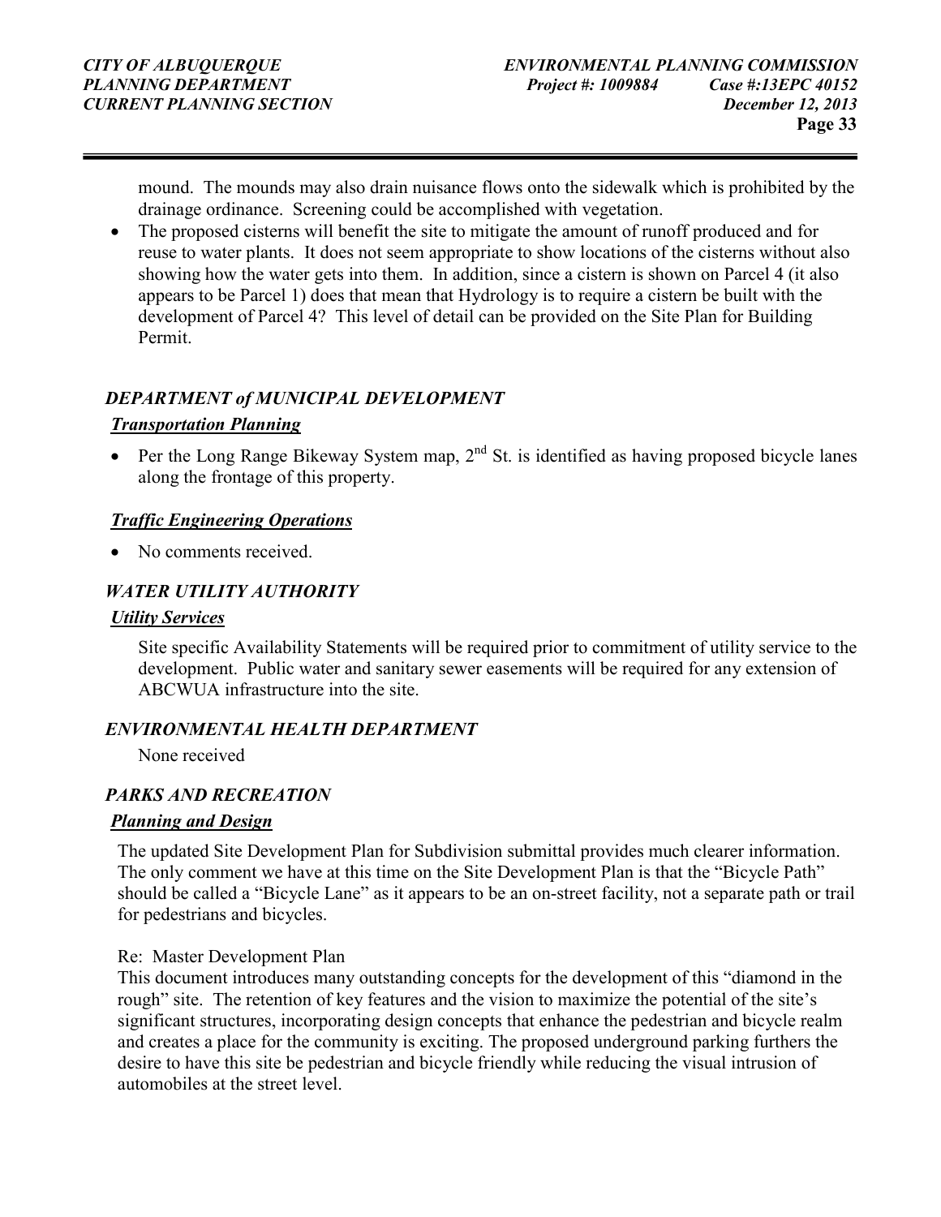mound. The mounds may also drain nuisance flows onto the sidewalk which is prohibited by the drainage ordinance. Screening could be accomplished with vegetation.

- The proposed cisterns will benefit the site to mitigate the amount of runoff produced and for reuse to water plants. It does not seem appropriate to show locations of the cisterns without also showing how the water gets into them. In addition, since a cistern is shown on Parcel 4 (it also appears to be Parcel 1) does that mean that Hydrology is to require a cistern be built with the development of Parcel 4? This level of detail can be provided on the Site Plan for Building Permit.

### *DEPARTMENT of MUNICIPAL DEVELOPMENT*

#### ***Transportation Planning***

- Per the Long Range Bikeway System map, 2nd St. is identified as having proposed bicycle lanes along the frontage of this property.

#### ***Traffic Engineering Operations***

- No comments received.

### *WATER UTILITY AUTHORITY*

#### ***Utility Services***

Site specific Availability Statements will be required prior to commitment of utility service to the development. Public water and sanitary sewer easements will be required for any extension of ABCWUA infrastructure into the site.

### *ENVIRONMENTAL HEALTH DEPARTMENT*

None received

### *PARKS AND RECREATION*

#### ***Planning and Design***

The updated Site Development Plan for Subdivision submittal provides much clearer information. The only comment we have at this time on the Site Development Plan is that the "Bicycle Path" should be called a "Bicycle Lane" as it appears to be an on-street facility, not a separate path or trail for pedestrians and bicycles.

Re: Master Development Plan

This document introduces many outstanding concepts for the development of this "diamond in the rough" site. The retention of key features and the vision to maximize the potential of the site's significant structures, incorporating design concepts that enhance the pedestrian and bicycle realm and creates a place for the community is exciting. The proposed underground parking furthers the desire to have this site be pedestrian and bicycle friendly while reducing the visual intrusion of automobiles at the street level.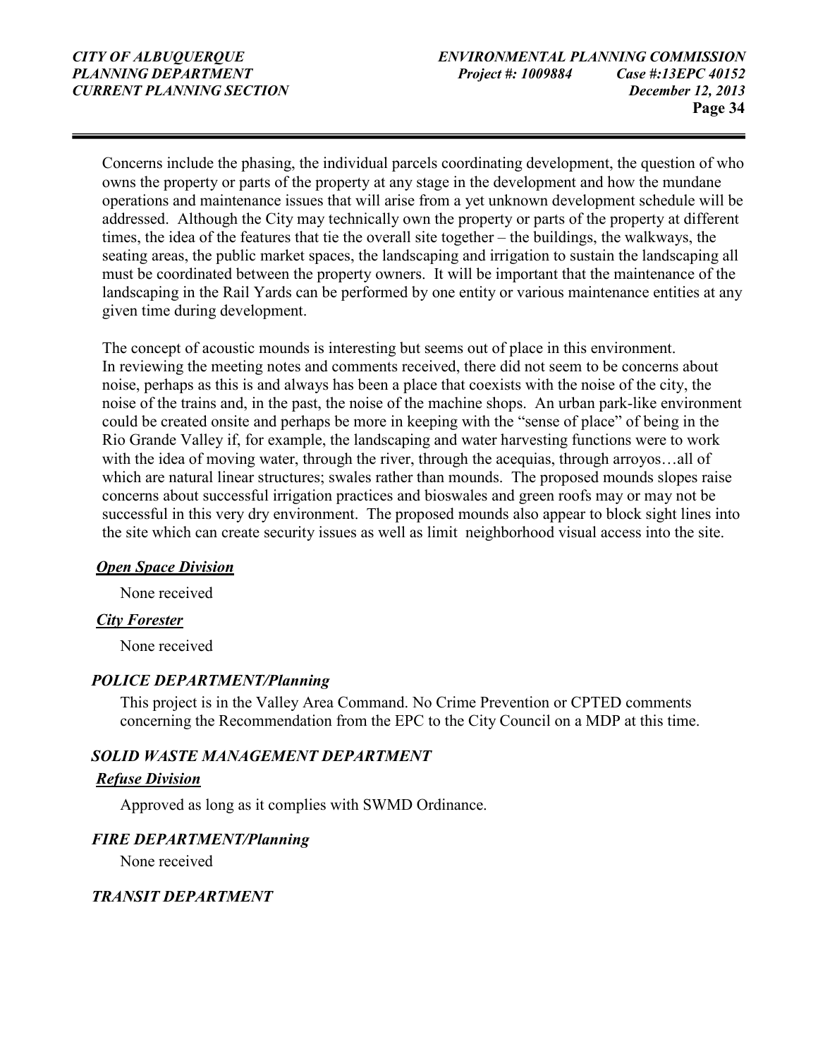Concerns include the phasing, the individual parcels coordinating development, the question of who owns the property or parts of the property at any stage in the development and how the mundane operations and maintenance issues that will arise from a yet unknown development schedule will be addressed. Although the City may technically own the property or parts of the property at different times, the idea of the features that tie the overall site together – the buildings, the walkways, the seating areas, the public market spaces, the landscaping and irrigation to sustain the landscaping all must be coordinated between the property owners. It will be important that the maintenance of the landscaping in the Rail Yards can be performed by one entity or various maintenance entities at any given time during development.

The concept of acoustic mounds is interesting but seems out of place in this environment. In reviewing the meeting notes and comments received, there did not seem to be concerns about noise, perhaps as this is and always has been a place that coexists with the noise of the city, the noise of the trains and, in the past, the noise of the machine shops. An urban park-like environment could be created onsite and perhaps be more in keeping with the "sense of place" of being in the Rio Grande Valley if, for example, the landscaping and water harvesting functions were to work with the idea of moving water, through the river, through the acequias, through arroyos…all of which are natural linear structures; swales rather than mounds. The proposed mounds slopes raise concerns about successful irrigation practices and bioswales and green roofs may or may not be successful in this very dry environment. The proposed mounds also appear to block sight lines into the site which can create security issues as well as limit neighborhood visual access into the site.

***Open Space Division***

None received

***City Forester***

None received

***POLICE DEPARTMENT/Planning***

This project is in the Valley Area Command. No Crime Prevention or CPTED comments concerning the Recommendation from the EPC to the City Council on a MDP at this time.

***SOLID WASTE MANAGEMENT DEPARTMENT***

***Refuse Division***

Approved as long as it complies with SWMD Ordinance.

***FIRE DEPARTMENT/Planning***

None received

***TRANSIT DEPARTMENT***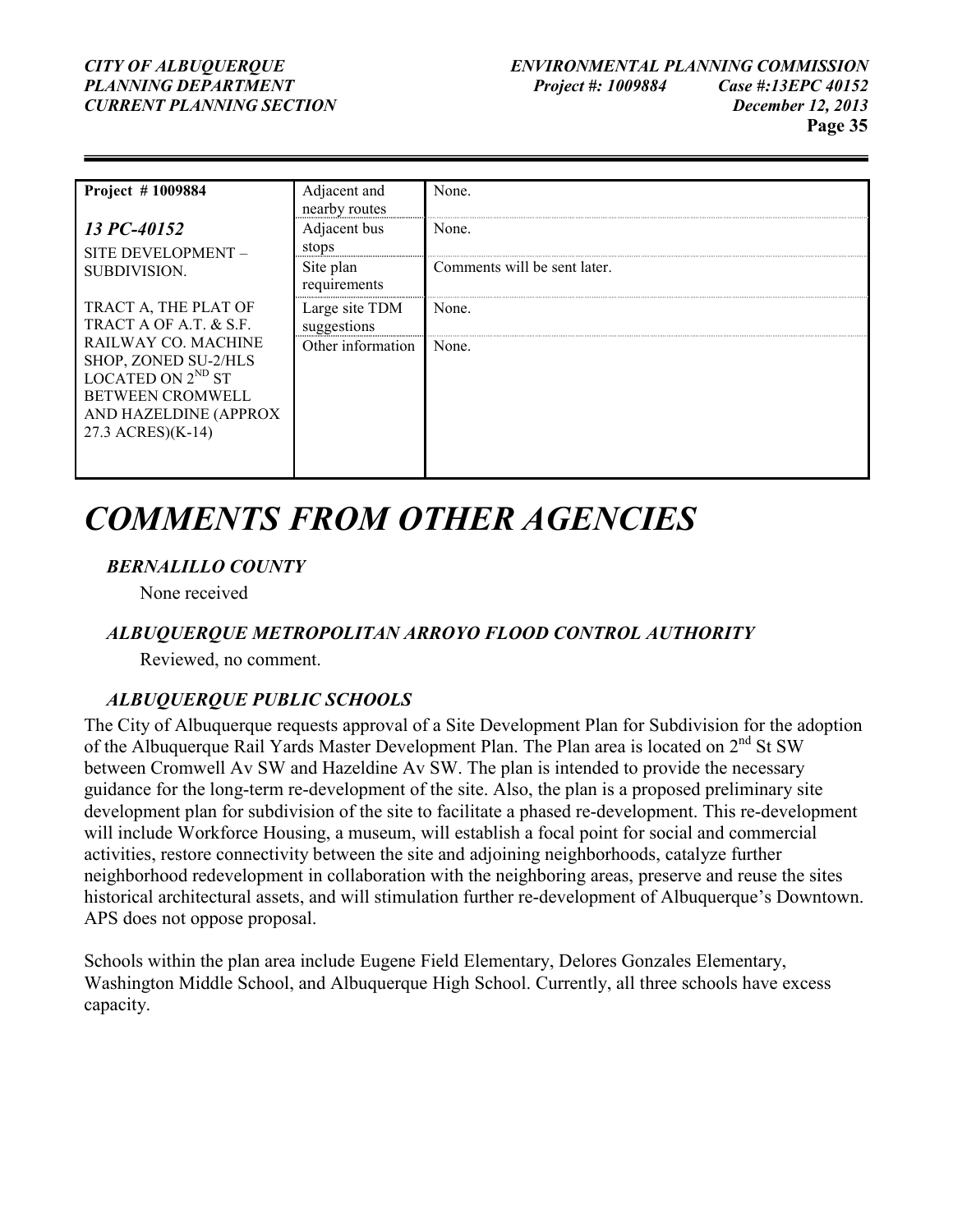| Project # 1009884<br><br>***13 PC-40152***<br>SITE DEVELOPMENT – SUBDIVISION.<br><br>TRACT A, THE PLAT OF TRACT A OF A.T. & S.F. RAILWAY CO. MACHINE SHOP, ZONED SU-2/HLS LOCATED ON 2ND ST BETWEEN CROMWELL AND HAZELDINE (APPROX 27.3 ACRES)(K-14) | Adjacent and nearby routes | None. |
|---|---|---|
| | Adjacent bus stops | None. |
| | Site plan requirements | Comments will be sent later. |
| | Large site TDM suggestions | None. |
| | Other information | None. |

# *COMMENTS FROM OTHER AGENCIES*

### *BERNALILLO COUNTY*

None received

### *ALBUQUERQUE METROPOLITAN ARROYO FLOOD CONTROL AUTHORITY*

Reviewed, no comment.

### *ALBUQUERQUE PUBLIC SCHOOLS*

The City of Albuquerque requests approval of a Site Development Plan for Subdivision for the adoption of the Albuquerque Rail Yards Master Development Plan. The Plan area is located on 2nd St SW between Cromwell Av SW and Hazeldine Av SW. The plan is intended to provide the necessary guidance for the long-term re-development of the site. Also, the plan is a proposed preliminary site development plan for subdivision of the site to facilitate a phased re-development. This re-development will include Workforce Housing, a museum, will establish a focal point for social and commercial activities, restore connectivity between the site and adjoining neighborhoods, catalyze further neighborhood redevelopment in collaboration with the neighboring areas, preserve and reuse the sites historical architectural assets, and will stimulation further re-development of Albuquerque's Downtown. APS does not oppose proposal.

Schools within the plan area include Eugene Field Elementary, Delores Gonzales Elementary, Washington Middle School, and Albuquerque High School. Currently, all three schools have excess capacity.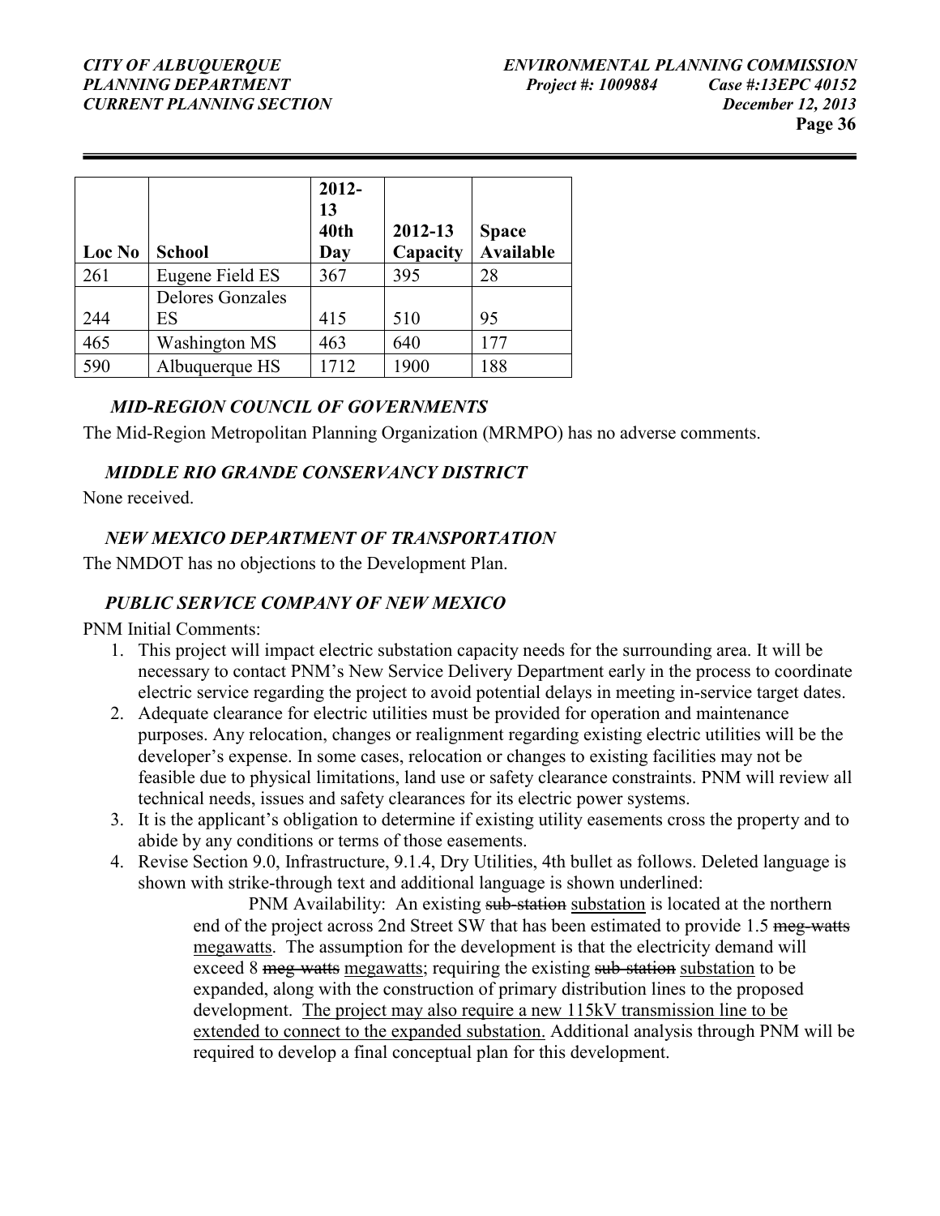| Loc No | School | 2012-13 40th Day | 2012-13 Capacity | Space Available |
|---|---|---|---|---|
| 261 | Eugene Field ES | 367 | 395 | 28 |
| 244 | Delores Gonzales ES | 415 | 510 | 95 |
| 465 | Washington MS | 463 | 640 | 177 |
| 590 | Albuquerque HS | 1712 | 1900 | 188 |

### *MID-REGION COUNCIL OF GOVERNMENTS*

The Mid-Region Metropolitan Planning Organization (MRMPO) has no adverse comments.

### *MIDDLE RIO GRANDE CONSERVANCY DISTRICT*

None received.

### *NEW MEXICO DEPARTMENT OF TRANSPORTATION*

The NMDOT has no objections to the Development Plan.

### *PUBLIC SERVICE COMPANY OF NEW MEXICO*

PNM Initial Comments:

1. This project will impact electric substation capacity needs for the surrounding area. It will be necessary to contact PNM's New Service Delivery Department early in the process to coordinate electric service regarding the project to avoid potential delays in meeting in-service target dates.
2. Adequate clearance for electric utilities must be provided for operation and maintenance purposes. Any relocation, changes or realignment regarding existing electric utilities will be the developer's expense. In some cases, relocation or changes to existing facilities may not be feasible due to physical limitations, land use or safety clearance constraints. PNM will review all technical needs, issues and safety clearances for its electric power systems.
3. It is the applicant's obligation to determine if existing utility easements cross the property and to abide by any conditions or terms of those easements.
4. Revise Section 9.0, Infrastructure, 9.1.4, Dry Utilities, 4th bullet as follows. Deleted language is shown with strike-through text and additional language is shown underlined:

   PNM Availability: An existing ~~sub-station~~ <u>substation</u> is located at the northern end of the project across 2nd Street SW that has been estimated to provide 1.5 ~~meg-watts~~ <u>megawatts</u>. The assumption for the development is that the electricity demand will exceed 8 ~~meg-watts~~ <u>megawatts</u>; requiring the existing ~~sub-station~~ <u>substation</u> to be expanded, along with the construction of primary distribution lines to the proposed development. <u>The project may also require a new 115kV transmission line to be extended to connect to the expanded substation.</u> Additional analysis through PNM will be required to develop a final conceptual plan for this development.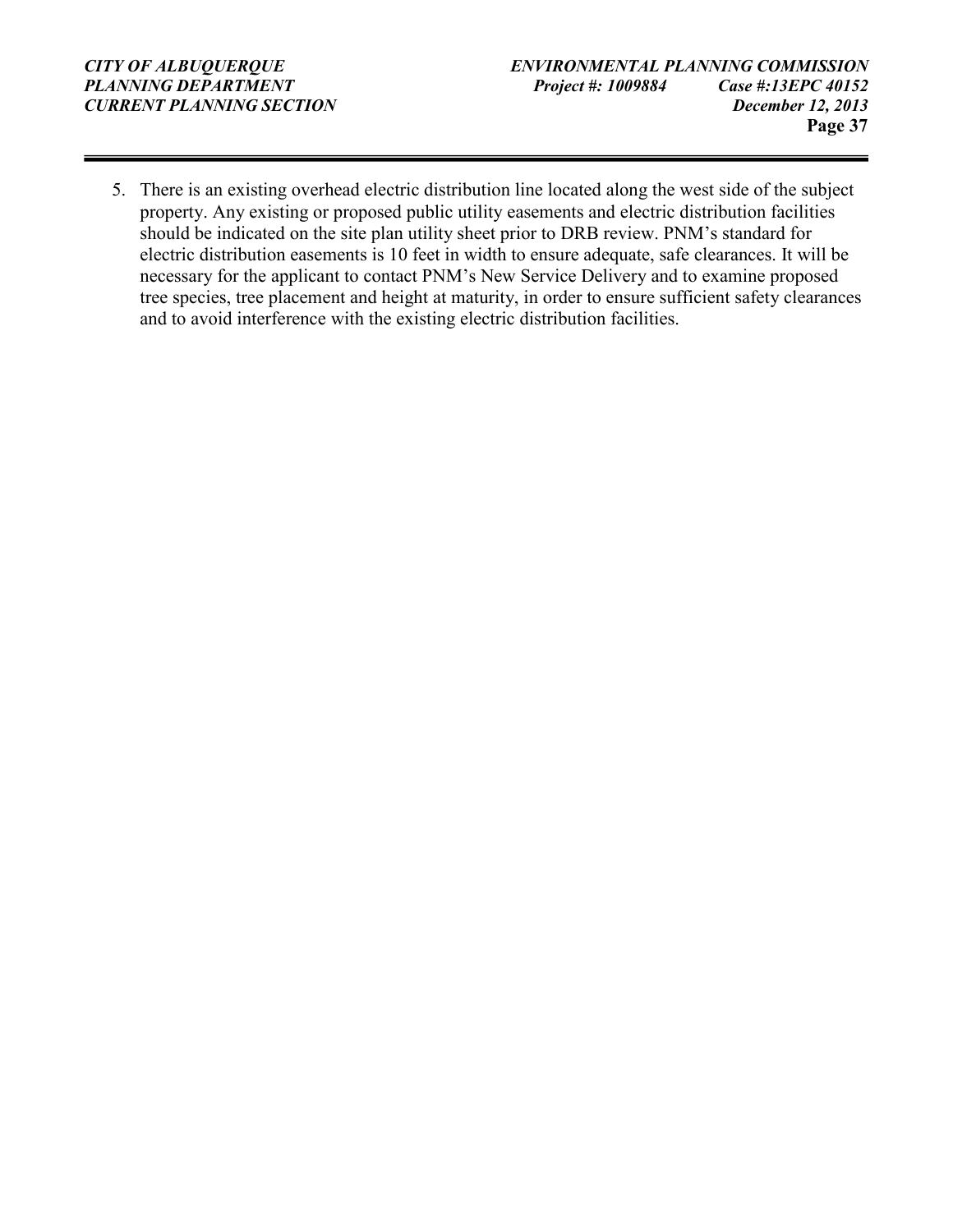5. There is an existing overhead electric distribution line located along the west side of the subject property. Any existing or proposed public utility easements and electric distribution facilities should be indicated on the site plan utility sheet prior to DRB review. PNM's standard for electric distribution easements is 10 feet in width to ensure adequate, safe clearances. It will be necessary for the applicant to contact PNM's New Service Delivery and to examine proposed tree species, tree placement and height at maturity, in order to ensure sufficient safety clearances and to avoid interference with the existing electric distribution facilities.